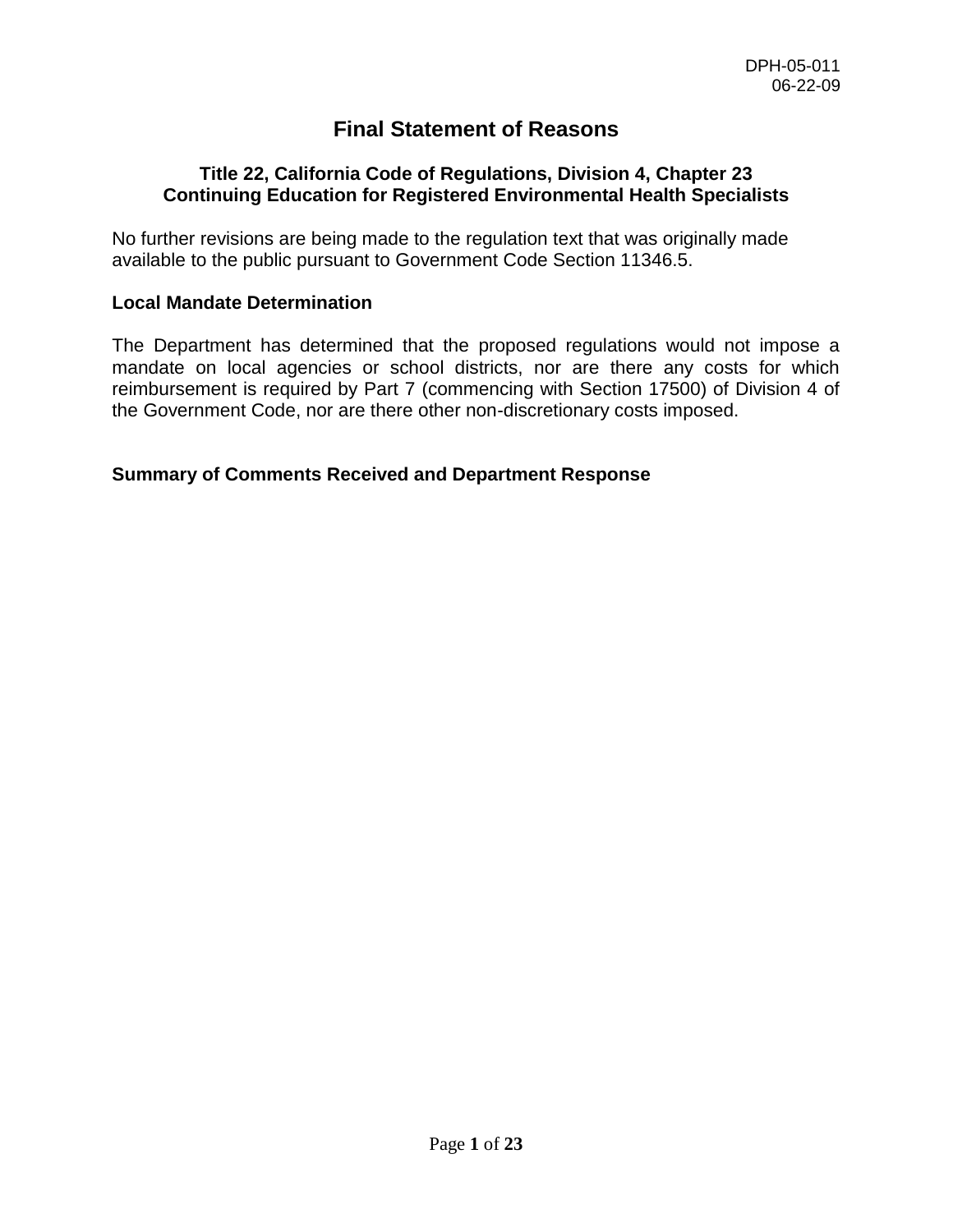DPH-05-011
06-22-09

# Final Statement of Reasons

### Title 22, California Code of Regulations, Division 4, Chapter 23
### Continuing Education for Registered Environmental Health Specialists

No further revisions are being made to the regulation text that was originally made available to the public pursuant to Government Code Section 11346.5.

**Local Mandate Determination**

The Department has determined that the proposed regulations would not impose a mandate on local agencies or school districts, nor are there any costs for which reimbursement is required by Part 7 (commencing with Section 17500) of Division 4 of the Government Code, nor are there other non-discretionary costs imposed.

**Summary of Comments Received and Department Response**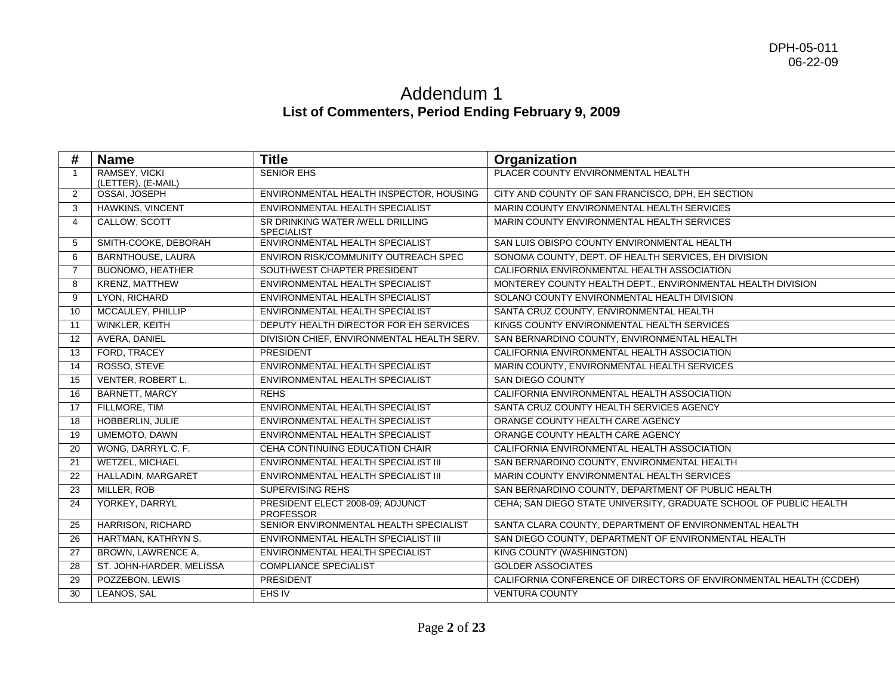DPH-05-011
06-22-09

# Addendum 1

## List of Commenters, Period Ending February 9, 2009

| # | Name | Title | Organization |
|---|---|---|---|
| 1 | RAMSEY, VICKI (LETTER), (E-MAIL) | SENIOR EHS | PLACER COUNTY ENVIRONMENTAL HEALTH |
| 2 | OSSAI, JOSEPH | ENVIRONMENTAL HEALTH INSPECTOR, HOUSING | CITY AND COUNTY OF SAN FRANCISCO, DPH, EH SECTION |
| 3 | HAWKINS, VINCENT | ENVIRONMENTAL HEALTH SPECIALIST | MARIN COUNTY ENVIRONMENTAL HEALTH SERVICES |
| 4 | CALLOW, SCOTT | SR DRINKING WATER /WELL DRILLING SPECIALIST | MARIN COUNTY ENVIRONMENTAL HEALTH SERVICES |
| 5 | SMITH-COOKE, DEBORAH | ENVIRONMENTAL HEALTH SPECIALIST | SAN LUIS OBISPO COUNTY ENVIRONMENTAL HEALTH |
| 6 | BARNTHOUSE, LAURA | ENVIRON RISK/COMMUNITY OUTREACH SPEC | SONOMA COUNTY, DEPT. OF HEALTH SERVICES, EH DIVISION |
| 7 | BUONOMO, HEATHER | SOUTHWEST CHAPTER PRESIDENT | CALIFORNIA ENVIRONMENTAL HEALTH ASSOCIATION |
| 8 | KRENZ, MATTHEW | ENVIRONMENTAL HEALTH SPECIALIST | MONTEREY COUNTY HEALTH DEPT., ENVIRONMENTAL HEALTH DIVISION |
| 9 | LYON, RICHARD | ENVIRONMENTAL HEALTH SPECIALIST | SOLANO COUNTY ENVIRONMENTAL HEALTH DIVISION |
| 10 | MCCAULEY, PHILLIP | ENVIRONMENTAL HEALTH SPECIALIST | SANTA CRUZ COUNTY, ENVIRONMENTAL HEALTH |
| 11 | WINKLER, KEITH | DEPUTY HEALTH DIRECTOR FOR EH SERVICES | KINGS COUNTY ENVIRONMENTAL HEALTH SERVICES |
| 12 | AVERA, DANIEL | DIVISION CHIEF, ENVIRONMENTAL HEALTH SERV. | SAN BERNARDINO COUNTY, ENVIRONMENTAL HEALTH |
| 13 | FORD, TRACEY | PRESIDENT | CALIFORNIA ENVIRONMENTAL HEALTH ASSOCIATION |
| 14 | ROSSO, STEVE | ENVIRONMENTAL HEALTH SPECIALIST | MARIN COUNTY, ENVIRONMENTAL HEALTH SERVICES |
| 15 | VENTER, ROBERT L. | ENVIRONMENTAL HEALTH SPECIALIST | SAN DIEGO COUNTY |
| 16 | BARNETT, MARCY | REHS | CALIFORNIA ENVIRONMENTAL HEALTH ASSOCIATION |
| 17 | FILLMORE, TIM | ENVIRONMENTAL HEALTH SPECIALIST | SANTA CRUZ COUNTY HEALTH SERVICES AGENCY |
| 18 | HOBBERLIN, JULIE | ENVIRONMENTAL HEALTH SPECIALIST | ORANGE COUNTY HEALTH CARE AGENCY |
| 19 | UMEMOTO, DAWN | ENVIRONMENTAL HEALTH SPECIALIST | ORANGE COUNTY HEALTH CARE AGENCY |
| 20 | WONG, DARRYL C. F. | CEHA CONTINUING EDUCATION CHAIR | CALIFORNIA ENVIRONMENTAL HEALTH ASSOCIATION |
| 21 | WETZEL, MICHAEL | ENVIRONMENTAL HEALTH SPECIALIST III | SAN BERNARDINO COUNTY, ENVIRONMENTAL HEALTH |
| 22 | HALLADIN, MARGARET | ENVIRONMENTAL HEALTH SPECIALIST III | MARIN COUNTY ENVIRONMENTAL HEALTH SERVICES |
| 23 | MILLER, ROB | SUPERVISING REHS | SAN BERNARDINO COUNTY, DEPARTMENT OF PUBLIC HEALTH |
| 24 | YORKEY, DARRYL | PRESIDENT ELECT 2008-09; ADJUNCT PROFESSOR | CEHA; SAN DIEGO STATE UNIVERSITY, GRADUATE SCHOOL OF PUBLIC HEALTH |
| 25 | HARRISON, RICHARD | SENIOR ENVIRONMENTAL HEALTH SPECIALIST | SANTA CLARA COUNTY, DEPARTMENT OF ENVIRONMENTAL HEALTH |
| 26 | HARTMAN, KATHRYN S. | ENVIRONMENTAL HEALTH SPECIALIST III | SAN DIEGO COUNTY, DEPARTMENT OF ENVIRONMENTAL HEALTH |
| 27 | BROWN, LAWRENCE A. | ENVIRONMENTAL HEALTH SPECIALIST | KING COUNTY (WASHINGTON) |
| 28 | ST. JOHN-HARDER, MELISSA | COMPLIANCE SPECIALIST | GOLDER ASSOCIATES |
| 29 | POZZEBON. LEWIS | PRESIDENT | CALIFORNIA CONFERENCE OF DIRECTORS OF ENVIRONMENTAL HEALTH (CCDEH) |
| 30 | LEANOS, SAL | EHS IV | VENTURA COUNTY |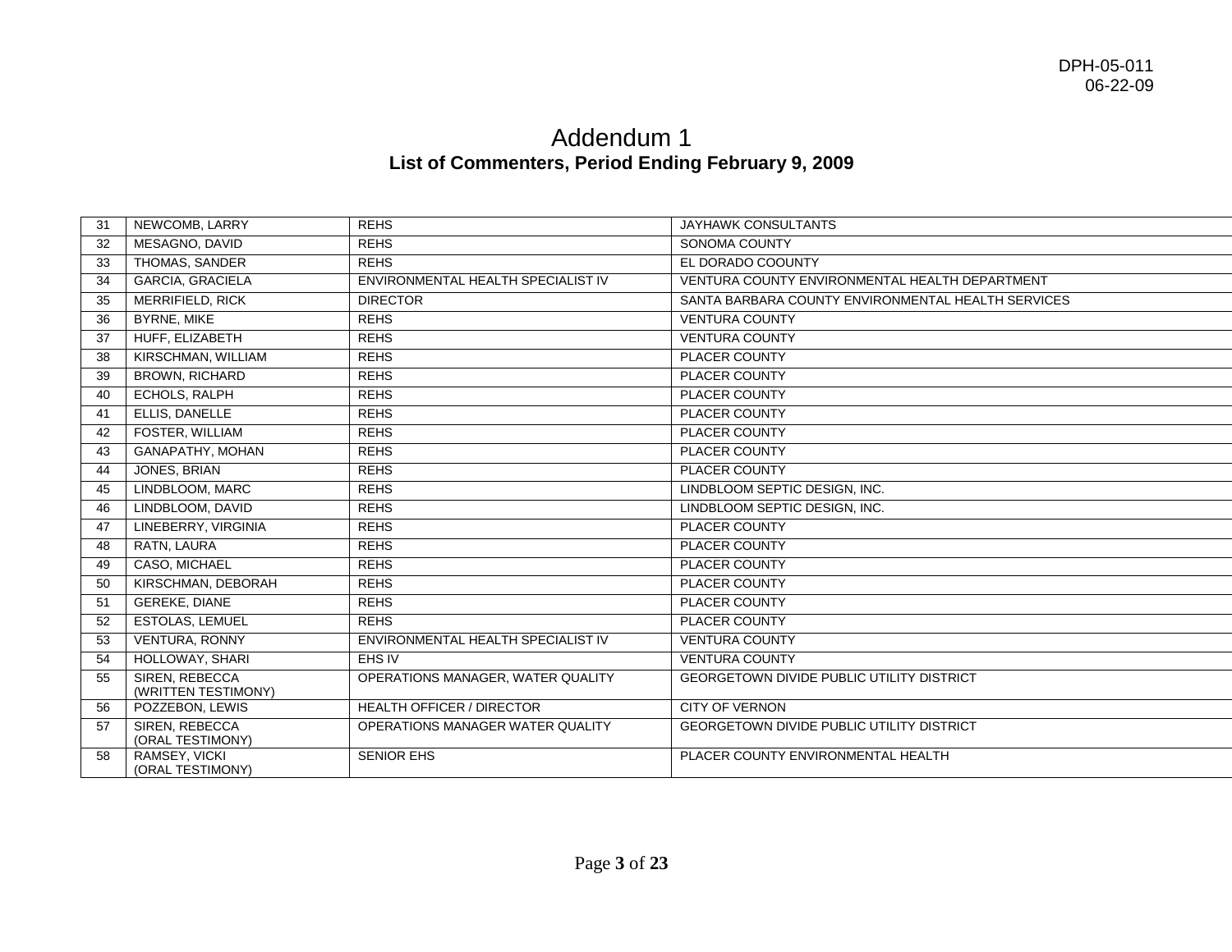DPH-05-011
06-22-09

# Addendum 1

## List of Commenters, Period Ending February 9, 2009

| | | | |
|---|---|---|---|
| 31 | NEWCOMB, LARRY | REHS | JAYHAWK CONSULTANTS |
| 32 | MESAGNO, DAVID | REHS | SONOMA COUNTY |
| 33 | THOMAS, SANDER | REHS | EL DORADO COOUNTY |
| 34 | GARCIA, GRACIELA | ENVIRONMENTAL HEALTH SPECIALIST IV | VENTURA COUNTY ENVIRONMENTAL HEALTH DEPARTMENT |
| 35 | MERRIFIELD, RICK | DIRECTOR | SANTA BARBARA COUNTY ENVIRONMENTAL HEALTH SERVICES |
| 36 | BYRNE, MIKE | REHS | VENTURA COUNTY |
| 37 | HUFF, ELIZABETH | REHS | VENTURA COUNTY |
| 38 | KIRSCHMAN, WILLIAM | REHS | PLACER COUNTY |
| 39 | BROWN, RICHARD | REHS | PLACER COUNTY |
| 40 | ECHOLS, RALPH | REHS | PLACER COUNTY |
| 41 | ELLIS, DANELLE | REHS | PLACER COUNTY |
| 42 | FOSTER, WILLIAM | REHS | PLACER COUNTY |
| 43 | GANAPATHY, MOHAN | REHS | PLACER COUNTY |
| 44 | JONES, BRIAN | REHS | PLACER COUNTY |
| 45 | LINDBLOOM, MARC | REHS | LINDBLOOM SEPTIC DESIGN, INC. |
| 46 | LINDBLOOM, DAVID | REHS | LINDBLOOM SEPTIC DESIGN, INC. |
| 47 | LINEBERRY, VIRGINIA | REHS | PLACER COUNTY |
| 48 | RATN, LAURA | REHS | PLACER COUNTY |
| 49 | CASO, MICHAEL | REHS | PLACER COUNTY |
| 50 | KIRSCHMAN, DEBORAH | REHS | PLACER COUNTY |
| 51 | GEREKE, DIANE | REHS | PLACER COUNTY |
| 52 | ESTOLAS, LEMUEL | REHS | PLACER COUNTY |
| 53 | VENTURA, RONNY | ENVIRONMENTAL HEALTH SPECIALIST IV | VENTURA COUNTY |
| 54 | HOLLOWAY, SHARI | EHS IV | VENTURA COUNTY |
| 55 | SIREN, REBECCA (WRITTEN TESTIMONY) | OPERATIONS MANAGER, WATER QUALITY | GEORGETOWN DIVIDE PUBLIC UTILITY DISTRICT |
| 56 | POZZEBON, LEWIS | HEALTH OFFICER / DIRECTOR | CITY OF VERNON |
| 57 | SIREN, REBECCA (ORAL TESTIMONY) | OPERATIONS MANAGER WATER QUALITY | GEORGETOWN DIVIDE PUBLIC UTILITY DISTRICT |
| 58 | RAMSEY, VICKI (ORAL TESTIMONY) | SENIOR EHS | PLACER COUNTY ENVIRONMENTAL HEALTH |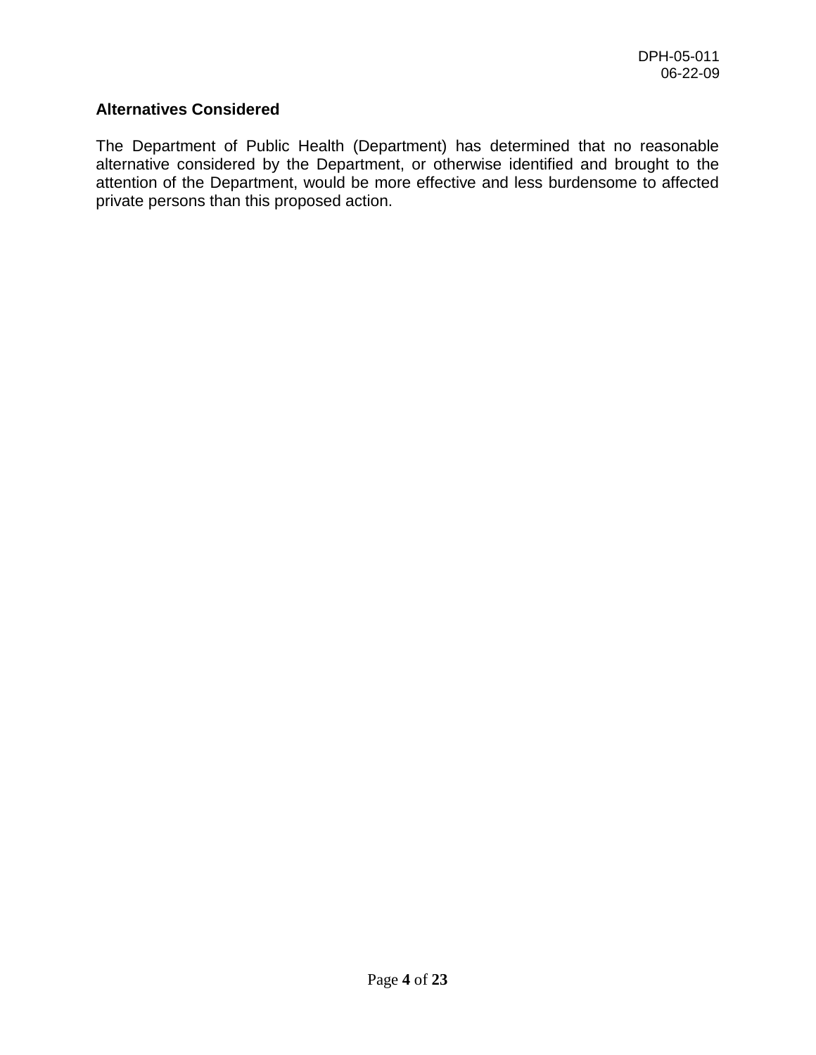## Alternatives Considered

The Department of Public Health (Department) has determined that no reasonable alternative considered by the Department, or otherwise identified and brought to the attention of the Department, would be more effective and less burdensome to affected private persons than this proposed action.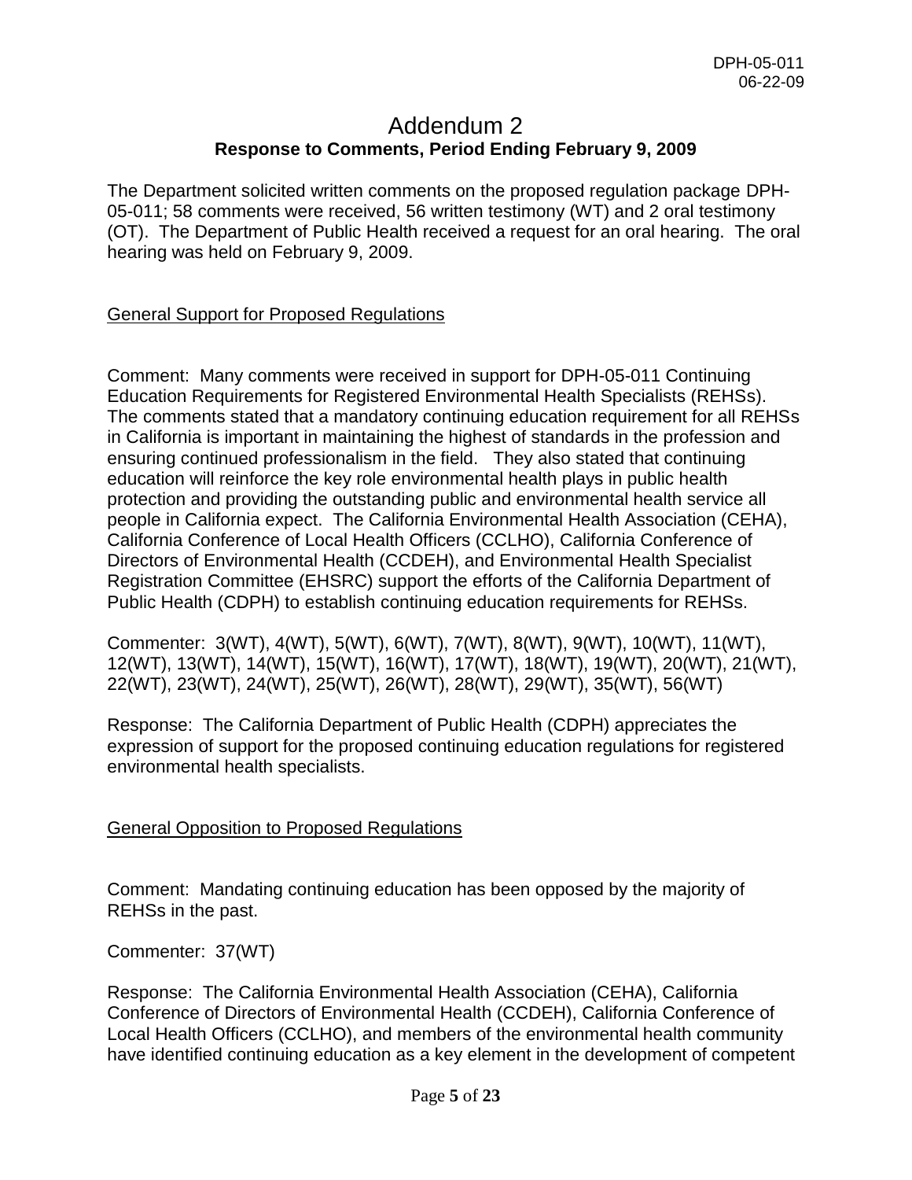# Addendum 2

## Response to Comments, Period Ending February 9, 2009

The Department solicited written comments on the proposed regulation package DPH-05-011; 58 comments were received, 56 written testimony (WT) and 2 oral testimony (OT). The Department of Public Health received a request for an oral hearing. The oral hearing was held on February 9, 2009.

<u>General Support for Proposed Regulations</u>

Comment: Many comments were received in support for DPH-05-011 Continuing Education Requirements for Registered Environmental Health Specialists (REHSs). The comments stated that a mandatory continuing education requirement for all REHSs in California is important in maintaining the highest of standards in the profession and ensuring continued professionalism in the field. They also stated that continuing education will reinforce the key role environmental health plays in public health protection and providing the outstanding public and environmental health service all people in California expect. The California Environmental Health Association (CEHA), California Conference of Local Health Officers (CCLHO), California Conference of Directors of Environmental Health (CCDEH), and Environmental Health Specialist Registration Committee (EHSRC) support the efforts of the California Department of Public Health (CDPH) to establish continuing education requirements for REHSs.

Commenter: 3(WT), 4(WT), 5(WT), 6(WT), 7(WT), 8(WT), 9(WT), 10(WT), 11(WT), 12(WT), 13(WT), 14(WT), 15(WT), 16(WT), 17(WT), 18(WT), 19(WT), 20(WT), 21(WT), 22(WT), 23(WT), 24(WT), 25(WT), 26(WT), 28(WT), 29(WT), 35(WT), 56(WT)

Response: The California Department of Public Health (CDPH) appreciates the expression of support for the proposed continuing education regulations for registered environmental health specialists.

<u>General Opposition to Proposed Regulations</u>

Comment: Mandating continuing education has been opposed by the majority of REHSs in the past.

Commenter: 37(WT)

Response: The California Environmental Health Association (CEHA), California Conference of Directors of Environmental Health (CCDEH), California Conference of Local Health Officers (CCLHO), and members of the environmental health community have identified continuing education as a key element in the development of competent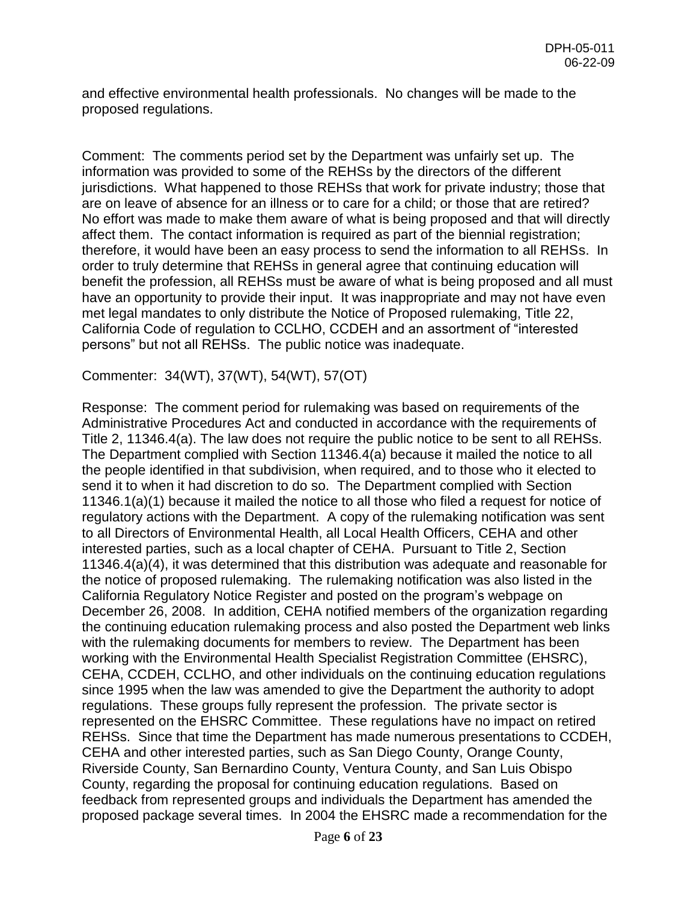and effective environmental health professionals. No changes will be made to the proposed regulations.

Comment: The comments period set by the Department was unfairly set up. The information was provided to some of the REHSs by the directors of the different jurisdictions. What happened to those REHSs that work for private industry; those that are on leave of absence for an illness or to care for a child; or those that are retired? No effort was made to make them aware of what is being proposed and that will directly affect them. The contact information is required as part of the biennial registration; therefore, it would have been an easy process to send the information to all REHSs. In order to truly determine that REHSs in general agree that continuing education will benefit the profession, all REHSs must be aware of what is being proposed and all must have an opportunity to provide their input. It was inappropriate and may not have even met legal mandates to only distribute the Notice of Proposed rulemaking, Title 22, California Code of regulation to CCLHO, CCDEH and an assortment of "interested persons" but not all REHSs. The public notice was inadequate.

Commenter: 34(WT), 37(WT), 54(WT), 57(OT)

Response: The comment period for rulemaking was based on requirements of the Administrative Procedures Act and conducted in accordance with the requirements of Title 2, 11346.4(a). The law does not require the public notice to be sent to all REHSs. The Department complied with Section 11346.4(a) because it mailed the notice to all the people identified in that subdivision, when required, and to those who it elected to send it to when it had discretion to do so. The Department complied with Section 11346.1(a)(1) because it mailed the notice to all those who filed a request for notice of regulatory actions with the Department. A copy of the rulemaking notification was sent to all Directors of Environmental Health, all Local Health Officers, CEHA and other interested parties, such as a local chapter of CEHA. Pursuant to Title 2, Section 11346.4(a)(4), it was determined that this distribution was adequate and reasonable for the notice of proposed rulemaking. The rulemaking notification was also listed in the California Regulatory Notice Register and posted on the program's webpage on December 26, 2008. In addition, CEHA notified members of the organization regarding the continuing education rulemaking process and also posted the Department web links with the rulemaking documents for members to review. The Department has been working with the Environmental Health Specialist Registration Committee (EHSRC), CEHA, CCDEH, CCLHO, and other individuals on the continuing education regulations since 1995 when the law was amended to give the Department the authority to adopt regulations. These groups fully represent the profession. The private sector is represented on the EHSRC Committee. These regulations have no impact on retired REHSs. Since that time the Department has made numerous presentations to CCDEH, CEHA and other interested parties, such as San Diego County, Orange County, Riverside County, San Bernardino County, Ventura County, and San Luis Obispo County, regarding the proposal for continuing education regulations. Based on feedback from represented groups and individuals the Department has amended the proposed package several times. In 2004 the EHSRC made a recommendation for the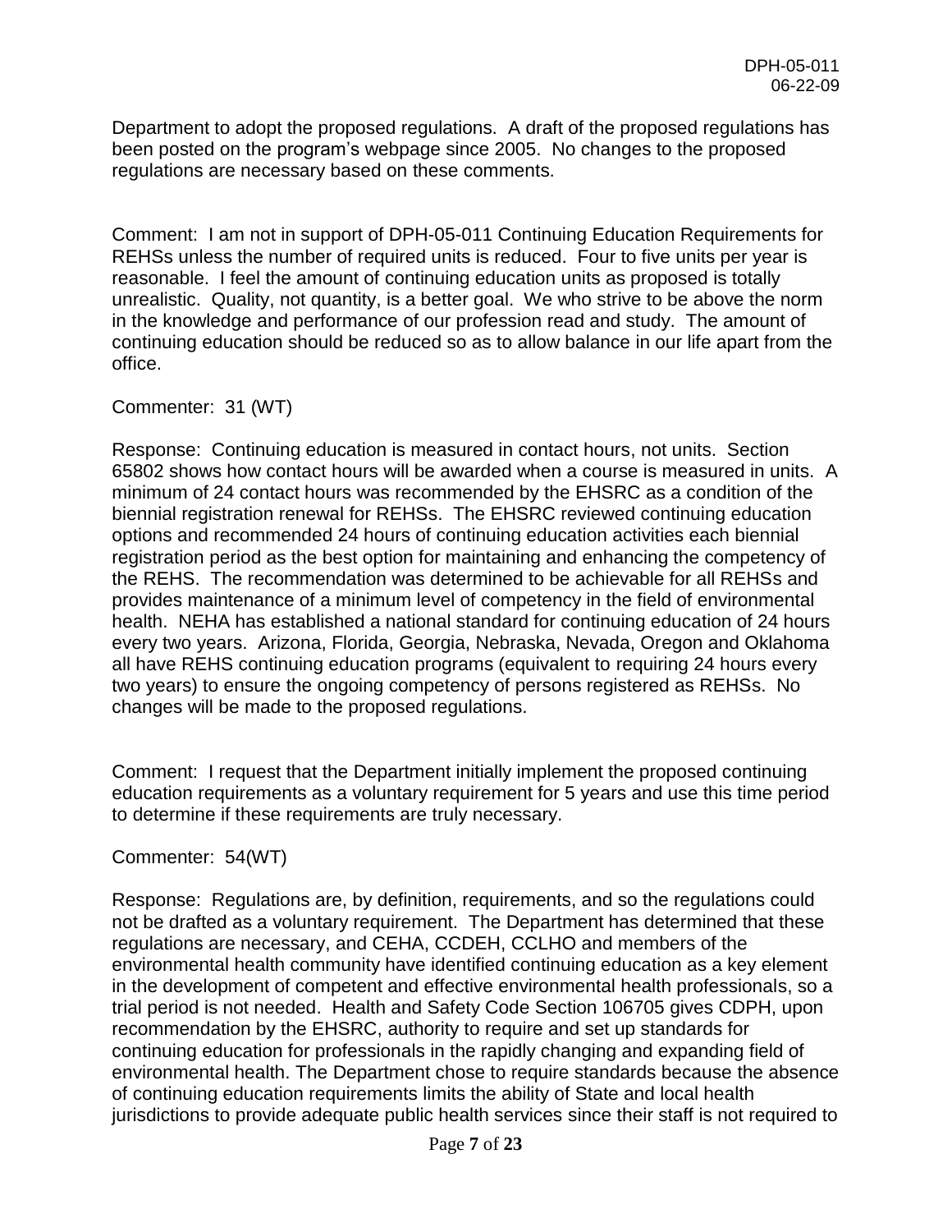Department to adopt the proposed regulations. A draft of the proposed regulations has been posted on the program's webpage since 2005. No changes to the proposed regulations are necessary based on these comments.

Comment: I am not in support of DPH-05-011 Continuing Education Requirements for REHSs unless the number of required units is reduced. Four to five units per year is reasonable. I feel the amount of continuing education units as proposed is totally unrealistic. Quality, not quantity, is a better goal. We who strive to be above the norm in the knowledge and performance of our profession read and study. The amount of continuing education should be reduced so as to allow balance in our life apart from the office.

Commenter: 31 (WT)

Response: Continuing education is measured in contact hours, not units. Section 65802 shows how contact hours will be awarded when a course is measured in units. A minimum of 24 contact hours was recommended by the EHSRC as a condition of the biennial registration renewal for REHSs. The EHSRC reviewed continuing education options and recommended 24 hours of continuing education activities each biennial registration period as the best option for maintaining and enhancing the competency of the REHS. The recommendation was determined to be achievable for all REHSs and provides maintenance of a minimum level of competency in the field of environmental health. NEHA has established a national standard for continuing education of 24 hours every two years. Arizona, Florida, Georgia, Nebraska, Nevada, Oregon and Oklahoma all have REHS continuing education programs (equivalent to requiring 24 hours every two years) to ensure the ongoing competency of persons registered as REHSs. No changes will be made to the proposed regulations.

Comment: I request that the Department initially implement the proposed continuing education requirements as a voluntary requirement for 5 years and use this time period to determine if these requirements are truly necessary.

Commenter: 54(WT)

Response: Regulations are, by definition, requirements, and so the regulations could not be drafted as a voluntary requirement. The Department has determined that these regulations are necessary, and CEHA, CCDEH, CCLHO and members of the environmental health community have identified continuing education as a key element in the development of competent and effective environmental health professionals, so a trial period is not needed. Health and Safety Code Section 106705 gives CDPH, upon recommendation by the EHSRC, authority to require and set up standards for continuing education for professionals in the rapidly changing and expanding field of environmental health. The Department chose to require standards because the absence of continuing education requirements limits the ability of State and local health jurisdictions to provide adequate public health services since their staff is not required to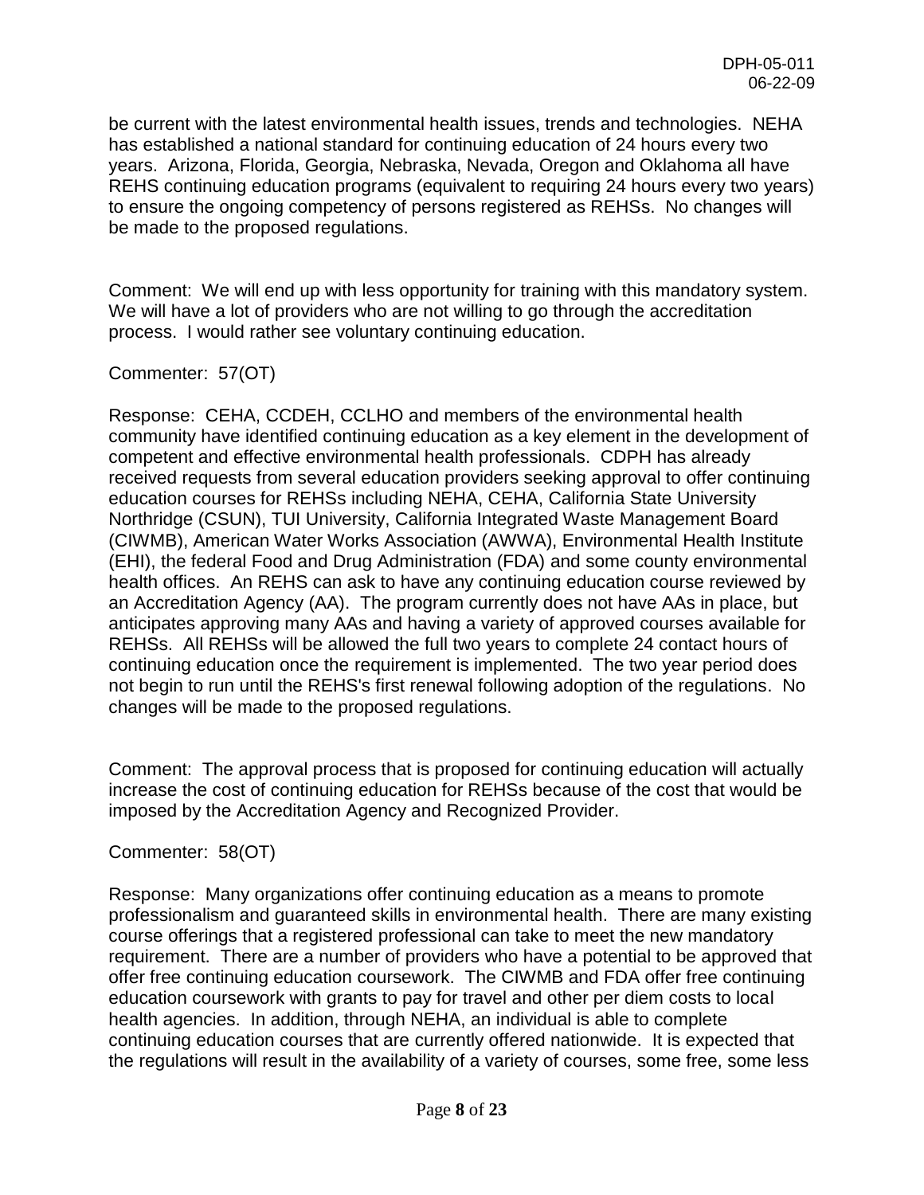be current with the latest environmental health issues, trends and technologies. NEHA has established a national standard for continuing education of 24 hours every two years. Arizona, Florida, Georgia, Nebraska, Nevada, Oregon and Oklahoma all have REHS continuing education programs (equivalent to requiring 24 hours every two years) to ensure the ongoing competency of persons registered as REHSs. No changes will be made to the proposed regulations.

Comment: We will end up with less opportunity for training with this mandatory system. We will have a lot of providers who are not willing to go through the accreditation process. I would rather see voluntary continuing education.

Commenter: 57(OT)

Response: CEHA, CCDEH, CCLHO and members of the environmental health community have identified continuing education as a key element in the development of competent and effective environmental health professionals. CDPH has already received requests from several education providers seeking approval to offer continuing education courses for REHSs including NEHA, CEHA, California State University Northridge (CSUN), TUI University, California Integrated Waste Management Board (CIWMB), American Water Works Association (AWWA), Environmental Health Institute (EHI), the federal Food and Drug Administration (FDA) and some county environmental health offices. An REHS can ask to have any continuing education course reviewed by an Accreditation Agency (AA). The program currently does not have AAs in place, but anticipates approving many AAs and having a variety of approved courses available for REHSs. All REHSs will be allowed the full two years to complete 24 contact hours of continuing education once the requirement is implemented. The two year period does not begin to run until the REHS's first renewal following adoption of the regulations. No changes will be made to the proposed regulations.

Comment: The approval process that is proposed for continuing education will actually increase the cost of continuing education for REHSs because of the cost that would be imposed by the Accreditation Agency and Recognized Provider.

Commenter: 58(OT)

Response: Many organizations offer continuing education as a means to promote professionalism and guaranteed skills in environmental health. There are many existing course offerings that a registered professional can take to meet the new mandatory requirement. There are a number of providers who have a potential to be approved that offer free continuing education coursework. The CIWMB and FDA offer free continuing education coursework with grants to pay for travel and other per diem costs to local health agencies. In addition, through NEHA, an individual is able to complete continuing education courses that are currently offered nationwide. It is expected that the regulations will result in the availability of a variety of courses, some free, some less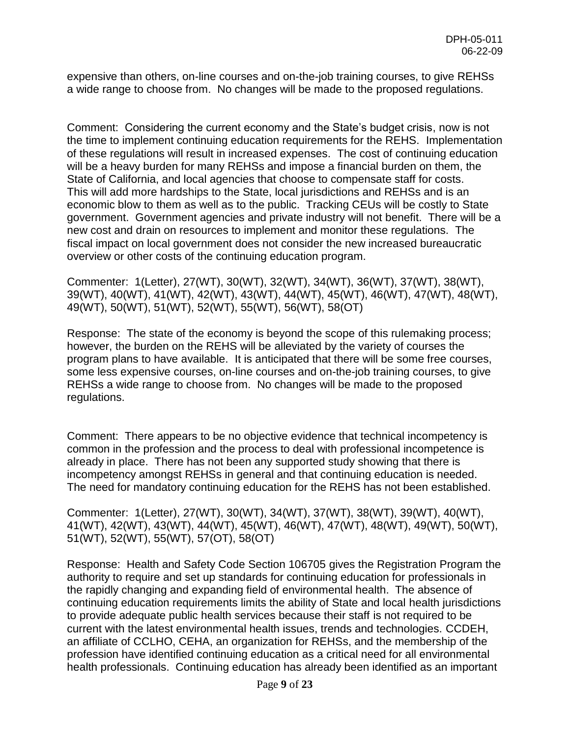expensive than others, on-line courses and on-the-job training courses, to give REHSs a wide range to choose from. No changes will be made to the proposed regulations.

Comment: Considering the current economy and the State's budget crisis, now is not the time to implement continuing education requirements for the REHS. Implementation of these regulations will result in increased expenses. The cost of continuing education will be a heavy burden for many REHSs and impose a financial burden on them, the State of California, and local agencies that choose to compensate staff for costs. This will add more hardships to the State, local jurisdictions and REHSs and is an economic blow to them as well as to the public. Tracking CEUs will be costly to State government. Government agencies and private industry will not benefit. There will be a new cost and drain on resources to implement and monitor these regulations. The fiscal impact on local government does not consider the new increased bureaucratic overview or other costs of the continuing education program.

Commenter: 1(Letter), 27(WT), 30(WT), 32(WT), 34(WT), 36(WT), 37(WT), 38(WT), 39(WT), 40(WT), 41(WT), 42(WT), 43(WT), 44(WT), 45(WT), 46(WT), 47(WT), 48(WT), 49(WT), 50(WT), 51(WT), 52(WT), 55(WT), 56(WT), 58(OT)

Response: The state of the economy is beyond the scope of this rulemaking process; however, the burden on the REHS will be alleviated by the variety of courses the program plans to have available. It is anticipated that there will be some free courses, some less expensive courses, on-line courses and on-the-job training courses, to give REHSs a wide range to choose from. No changes will be made to the proposed regulations.

Comment: There appears to be no objective evidence that technical incompetency is common in the profession and the process to deal with professional incompetence is already in place. There has not been any supported study showing that there is incompetency amongst REHSs in general and that continuing education is needed. The need for mandatory continuing education for the REHS has not been established.

Commenter: 1(Letter), 27(WT), 30(WT), 34(WT), 37(WT), 38(WT), 39(WT), 40(WT), 41(WT), 42(WT), 43(WT), 44(WT), 45(WT), 46(WT), 47(WT), 48(WT), 49(WT), 50(WT), 51(WT), 52(WT), 55(WT), 57(OT), 58(OT)

Response: Health and Safety Code Section 106705 gives the Registration Program the authority to require and set up standards for continuing education for professionals in the rapidly changing and expanding field of environmental health. The absence of continuing education requirements limits the ability of State and local health jurisdictions to provide adequate public health services because their staff is not required to be current with the latest environmental health issues, trends and technologies. CCDEH, an affiliate of CCLHO, CEHA, an organization for REHSs, and the membership of the profession have identified continuing education as a critical need for all environmental health professionals. Continuing education has already been identified as an important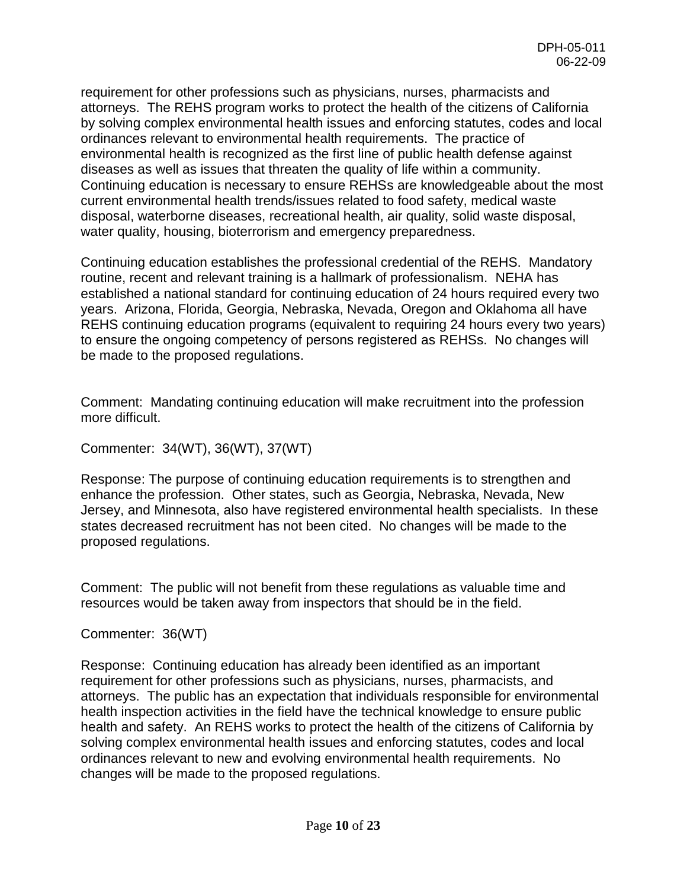requirement for other professions such as physicians, nurses, pharmacists and attorneys. The REHS program works to protect the health of the citizens of California by solving complex environmental health issues and enforcing statutes, codes and local ordinances relevant to environmental health requirements. The practice of environmental health is recognized as the first line of public health defense against diseases as well as issues that threaten the quality of life within a community. Continuing education is necessary to ensure REHSs are knowledgeable about the most current environmental health trends/issues related to food safety, medical waste disposal, waterborne diseases, recreational health, air quality, solid waste disposal, water quality, housing, bioterrorism and emergency preparedness.

Continuing education establishes the professional credential of the REHS. Mandatory routine, recent and relevant training is a hallmark of professionalism. NEHA has established a national standard for continuing education of 24 hours required every two years. Arizona, Florida, Georgia, Nebraska, Nevada, Oregon and Oklahoma all have REHS continuing education programs (equivalent to requiring 24 hours every two years) to ensure the ongoing competency of persons registered as REHSs. No changes will be made to the proposed regulations.

Comment: Mandating continuing education will make recruitment into the profession more difficult.

Commenter: 34(WT), 36(WT), 37(WT)

Response: The purpose of continuing education requirements is to strengthen and enhance the profession. Other states, such as Georgia, Nebraska, Nevada, New Jersey, and Minnesota, also have registered environmental health specialists. In these states decreased recruitment has not been cited. No changes will be made to the proposed regulations.

Comment: The public will not benefit from these regulations as valuable time and resources would be taken away from inspectors that should be in the field.

Commenter: 36(WT)

Response: Continuing education has already been identified as an important requirement for other professions such as physicians, nurses, pharmacists, and attorneys. The public has an expectation that individuals responsible for environmental health inspection activities in the field have the technical knowledge to ensure public health and safety. An REHS works to protect the health of the citizens of California by solving complex environmental health issues and enforcing statutes, codes and local ordinances relevant to new and evolving environmental health requirements. No changes will be made to the proposed regulations.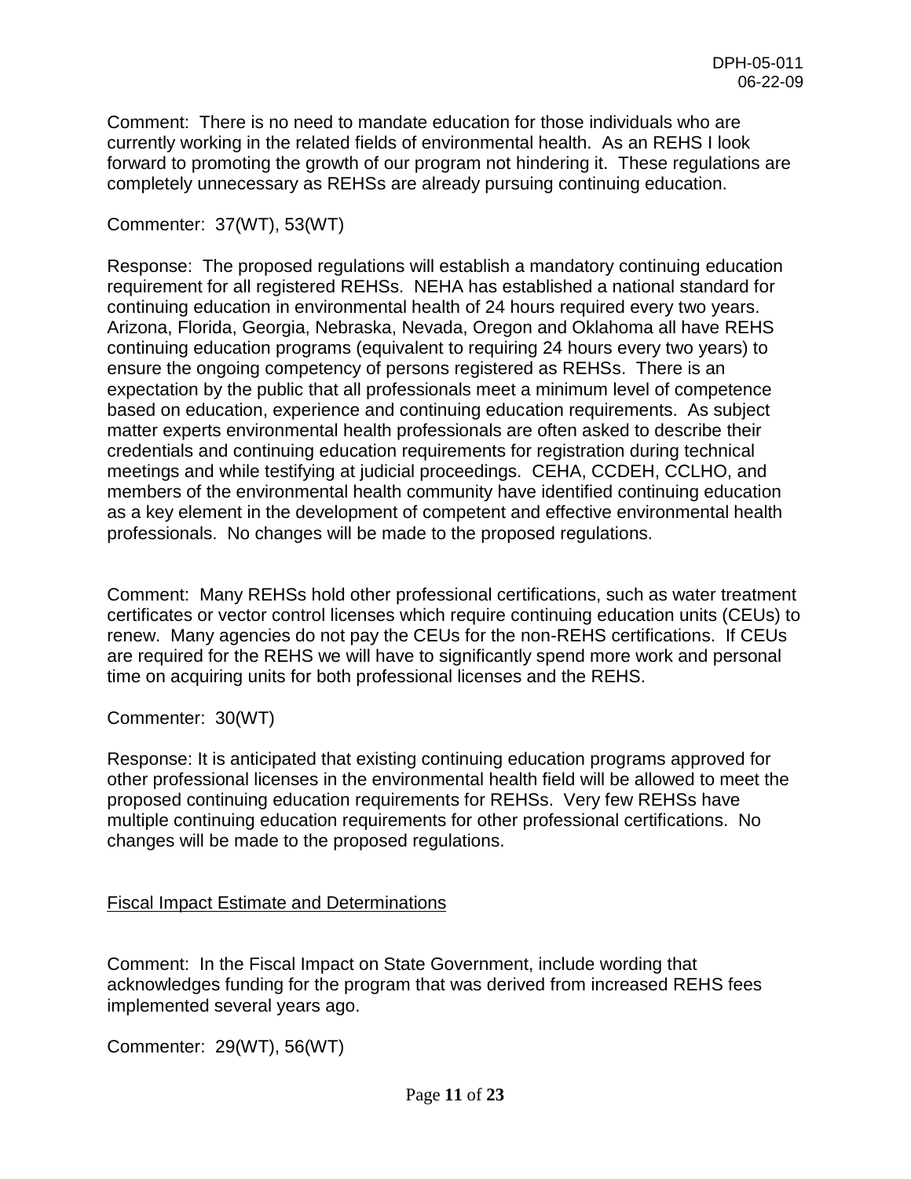Comment: There is no need to mandate education for those individuals who are currently working in the related fields of environmental health. As an REHS I look forward to promoting the growth of our program not hindering it. These regulations are completely unnecessary as REHSs are already pursuing continuing education.

Commenter: 37(WT), 53(WT)

Response: The proposed regulations will establish a mandatory continuing education requirement for all registered REHSs. NEHA has established a national standard for continuing education in environmental health of 24 hours required every two years. Arizona, Florida, Georgia, Nebraska, Nevada, Oregon and Oklahoma all have REHS continuing education programs (equivalent to requiring 24 hours every two years) to ensure the ongoing competency of persons registered as REHSs. There is an expectation by the public that all professionals meet a minimum level of competence based on education, experience and continuing education requirements. As subject matter experts environmental health professionals are often asked to describe their credentials and continuing education requirements for registration during technical meetings and while testifying at judicial proceedings. CEHA, CCDEH, CCLHO, and members of the environmental health community have identified continuing education as a key element in the development of competent and effective environmental health professionals. No changes will be made to the proposed regulations.

Comment: Many REHSs hold other professional certifications, such as water treatment certificates or vector control licenses which require continuing education units (CEUs) to renew. Many agencies do not pay the CEUs for the non-REHS certifications. If CEUs are required for the REHS we will have to significantly spend more work and personal time on acquiring units for both professional licenses and the REHS.

Commenter: 30(WT)

Response: It is anticipated that existing continuing education programs approved for other professional licenses in the environmental health field will be allowed to meet the proposed continuing education requirements for REHSs. Very few REHSs have multiple continuing education requirements for other professional certifications. No changes will be made to the proposed regulations.

## Fiscal Impact Estimate and Determinations

Comment: In the Fiscal Impact on State Government, include wording that acknowledges funding for the program that was derived from increased REHS fees implemented several years ago.

Commenter: 29(WT), 56(WT)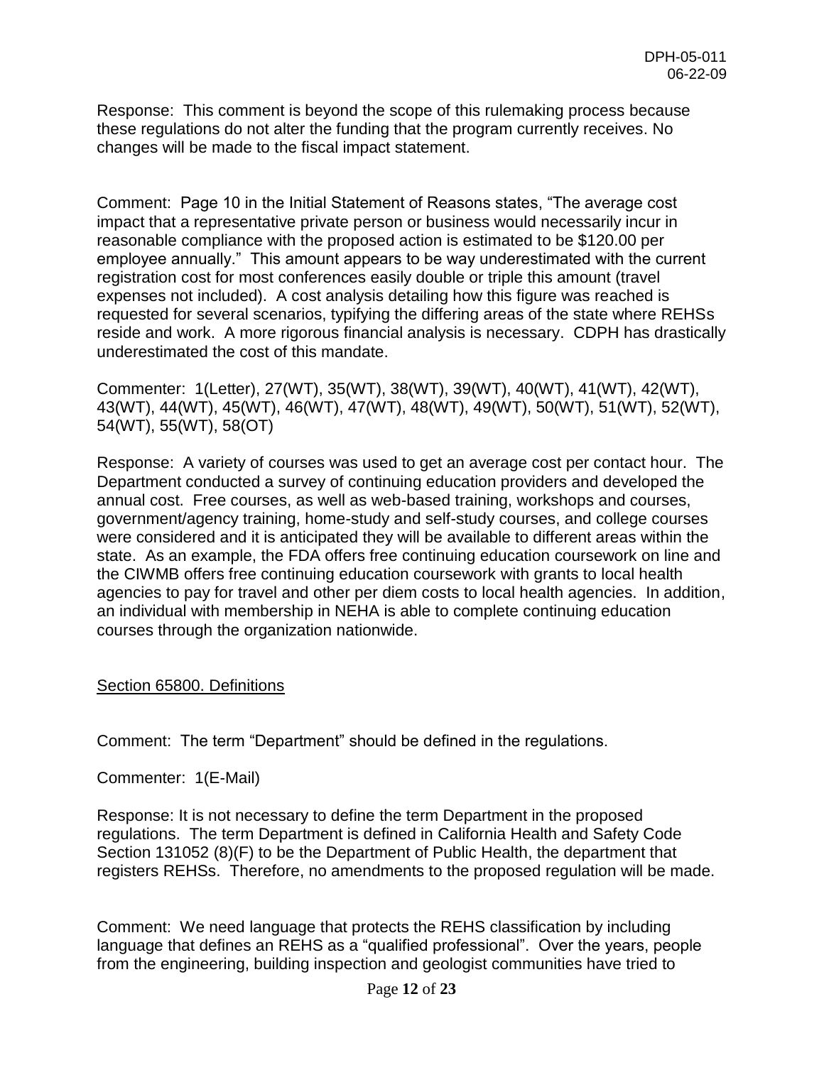Response: This comment is beyond the scope of this rulemaking process because these regulations do not alter the funding that the program currently receives. No changes will be made to the fiscal impact statement.

Comment: Page 10 in the Initial Statement of Reasons states, "The average cost impact that a representative private person or business would necessarily incur in reasonable compliance with the proposed action is estimated to be $120.00 per employee annually." This amount appears to be way underestimated with the current registration cost for most conferences easily double or triple this amount (travel expenses not included). A cost analysis detailing how this figure was reached is requested for several scenarios, typifying the differing areas of the state where REHSs reside and work. A more rigorous financial analysis is necessary. CDPH has drastically underestimated the cost of this mandate.

Commenter: 1(Letter), 27(WT), 35(WT), 38(WT), 39(WT), 40(WT), 41(WT), 42(WT), 43(WT), 44(WT), 45(WT), 46(WT), 47(WT), 48(WT), 49(WT), 50(WT), 51(WT), 52(WT), 54(WT), 55(WT), 58(OT)

Response: A variety of courses was used to get an average cost per contact hour. The Department conducted a survey of continuing education providers and developed the annual cost. Free courses, as well as web-based training, workshops and courses, government/agency training, home-study and self-study courses, and college courses were considered and it is anticipated they will be available to different areas within the state. As an example, the FDA offers free continuing education coursework on line and the CIWMB offers free continuing education coursework with grants to local health agencies to pay for travel and other per diem costs to local health agencies. In addition, an individual with membership in NEHA is able to complete continuing education courses through the organization nationwide.

Section 65800. Definitions

Comment: The term "Department" should be defined in the regulations.

Commenter: 1(E-Mail)

Response: It is not necessary to define the term Department in the proposed regulations. The term Department is defined in California Health and Safety Code Section 131052 (8)(F) to be the Department of Public Health, the department that registers REHSs. Therefore, no amendments to the proposed regulation will be made.

Comment: We need language that protects the REHS classification by including language that defines an REHS as a "qualified professional". Over the years, people from the engineering, building inspection and geologist communities have tried to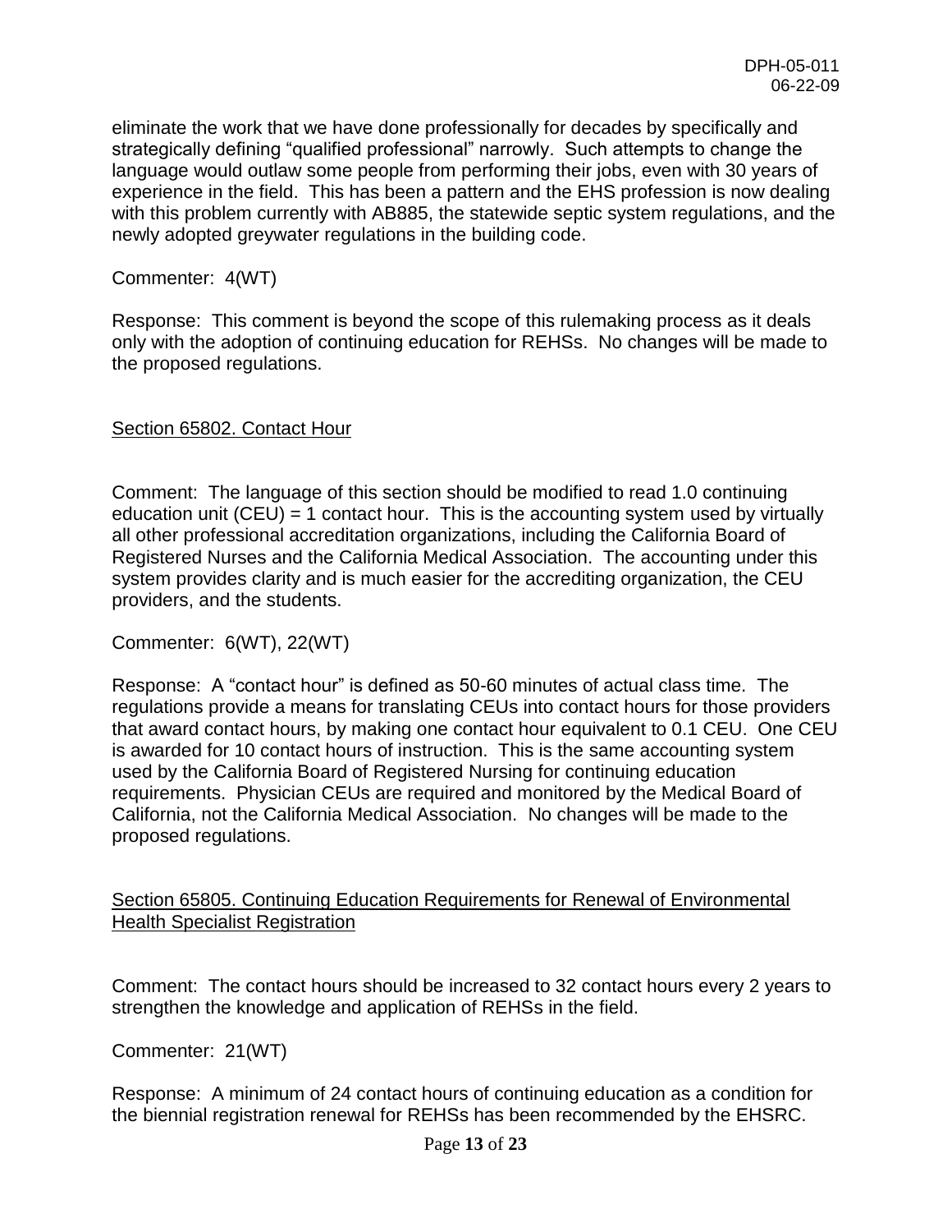eliminate the work that we have done professionally for decades by specifically and strategically defining "qualified professional" narrowly. Such attempts to change the language would outlaw some people from performing their jobs, even with 30 years of experience in the field. This has been a pattern and the EHS profession is now dealing with this problem currently with AB885, the statewide septic system regulations, and the newly adopted greywater regulations in the building code.

Commenter: 4(WT)

Response: This comment is beyond the scope of this rulemaking process as it deals only with the adoption of continuing education for REHSs. No changes will be made to the proposed regulations.

Section 65802. Contact Hour

Comment: The language of this section should be modified to read 1.0 continuing education unit (CEU) = 1 contact hour. This is the accounting system used by virtually all other professional accreditation organizations, including the California Board of Registered Nurses and the California Medical Association. The accounting under this system provides clarity and is much easier for the accrediting organization, the CEU providers, and the students.

Commenter: 6(WT), 22(WT)

Response: A "contact hour" is defined as 50-60 minutes of actual class time. The regulations provide a means for translating CEUs into contact hours for those providers that award contact hours, by making one contact hour equivalent to 0.1 CEU. One CEU is awarded for 10 contact hours of instruction. This is the same accounting system used by the California Board of Registered Nursing for continuing education requirements. Physician CEUs are required and monitored by the Medical Board of California, not the California Medical Association. No changes will be made to the proposed regulations.

Section 65805. Continuing Education Requirements for Renewal of Environmental Health Specialist Registration

Comment: The contact hours should be increased to 32 contact hours every 2 years to strengthen the knowledge and application of REHSs in the field.

Commenter: 21(WT)

Response: A minimum of 24 contact hours of continuing education as a condition for the biennial registration renewal for REHSs has been recommended by the EHSRC.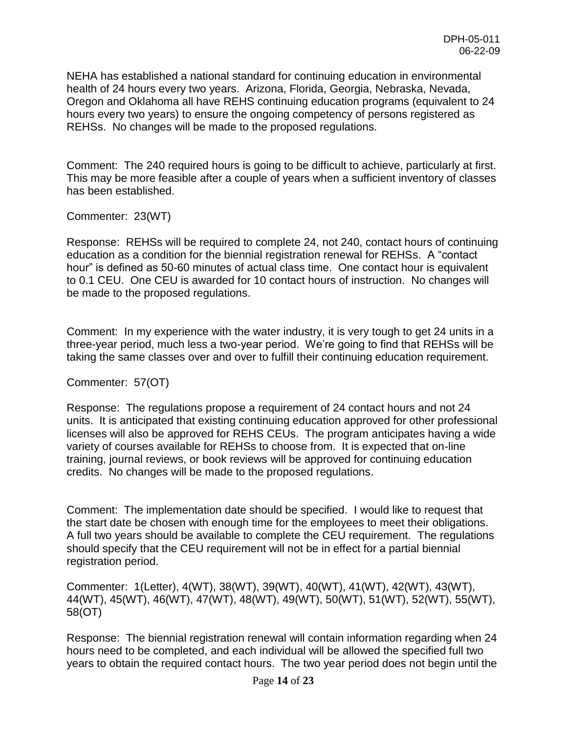NEHA has established a national standard for continuing education in environmental health of 24 hours every two years. Arizona, Florida, Georgia, Nebraska, Nevada, Oregon and Oklahoma all have REHS continuing education programs (equivalent to 24 hours every two years) to ensure the ongoing competency of persons registered as REHSs. No changes will be made to the proposed regulations.

Comment: The 240 required hours is going to be difficult to achieve, particularly at first. This may be more feasible after a couple of years when a sufficient inventory of classes has been established.

Commenter: 23(WT)

Response: REHSs will be required to complete 24, not 240, contact hours of continuing education as a condition for the biennial registration renewal for REHSs. A "contact hour" is defined as 50-60 minutes of actual class time. One contact hour is equivalent to 0.1 CEU. One CEU is awarded for 10 contact hours of instruction. No changes will be made to the proposed regulations.

Comment: In my experience with the water industry, it is very tough to get 24 units in a three-year period, much less a two-year period. We're going to find that REHSs will be taking the same classes over and over to fulfill their continuing education requirement.

Commenter: 57(OT)

Response: The regulations propose a requirement of 24 contact hours and not 24 units. It is anticipated that existing continuing education approved for other professional licenses will also be approved for REHS CEUs. The program anticipates having a wide variety of courses available for REHSs to choose from. It is expected that on-line training, journal reviews, or book reviews will be approved for continuing education credits. No changes will be made to the proposed regulations.

Comment: The implementation date should be specified. I would like to request that the start date be chosen with enough time for the employees to meet their obligations. A full two years should be available to complete the CEU requirement. The regulations should specify that the CEU requirement will not be in effect for a partial biennial registration period.

Commenter: 1(Letter), 4(WT), 38(WT), 39(WT), 40(WT), 41(WT), 42(WT), 43(WT), 44(WT), 45(WT), 46(WT), 47(WT), 48(WT), 49(WT), 50(WT), 51(WT), 52(WT), 55(WT), 58(OT)

Response: The biennial registration renewal will contain information regarding when 24 hours need to be completed, and each individual will be allowed the specified full two years to obtain the required contact hours. The two year period does not begin until the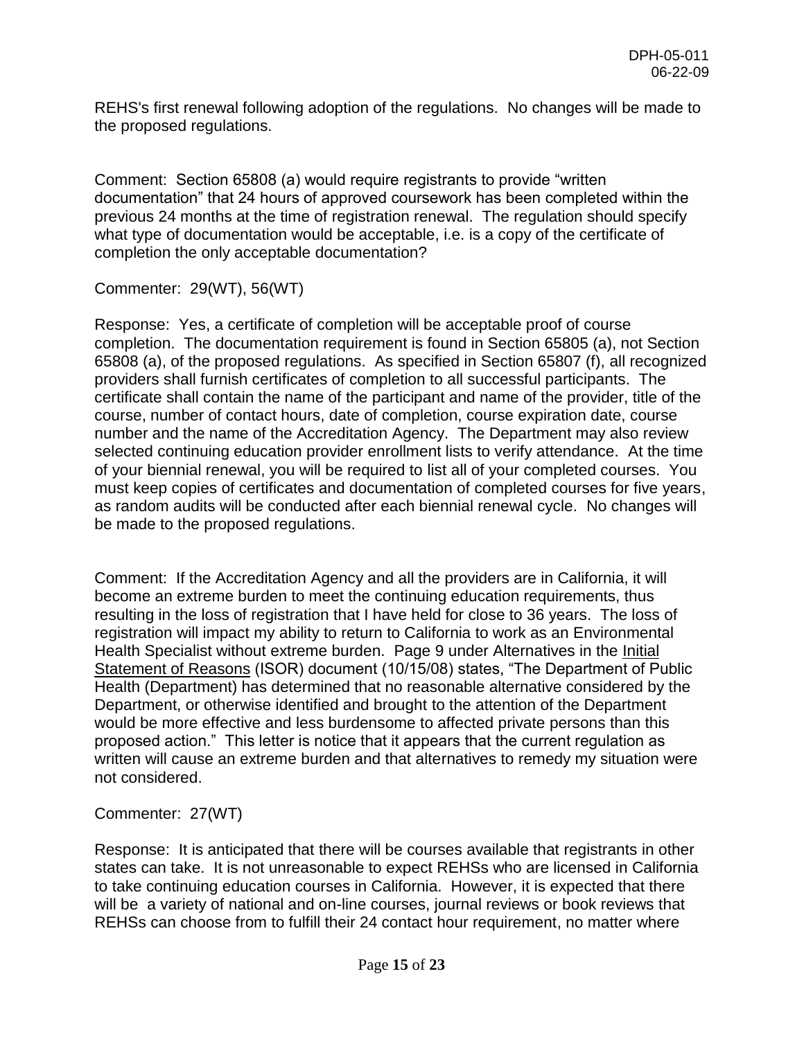REHS's first renewal following adoption of the regulations. No changes will be made to the proposed regulations.

Comment: Section 65808 (a) would require registrants to provide "written documentation" that 24 hours of approved coursework has been completed within the previous 24 months at the time of registration renewal. The regulation should specify what type of documentation would be acceptable, i.e. is a copy of the certificate of completion the only acceptable documentation?

Commenter: 29(WT), 56(WT)

Response: Yes, a certificate of completion will be acceptable proof of course completion. The documentation requirement is found in Section 65805 (a), not Section 65808 (a), of the proposed regulations. As specified in Section 65807 (f), all recognized providers shall furnish certificates of completion to all successful participants. The certificate shall contain the name of the participant and name of the provider, title of the course, number of contact hours, date of completion, course expiration date, course number and the name of the Accreditation Agency. The Department may also review selected continuing education provider enrollment lists to verify attendance. At the time of your biennial renewal, you will be required to list all of your completed courses. You must keep copies of certificates and documentation of completed courses for five years, as random audits will be conducted after each biennial renewal cycle. No changes will be made to the proposed regulations.

Comment: If the Accreditation Agency and all the providers are in California, it will become an extreme burden to meet the continuing education requirements, thus resulting in the loss of registration that I have held for close to 36 years. The loss of registration will impact my ability to return to California to work as an Environmental Health Specialist without extreme burden. Page 9 under Alternatives in the Initial Statement of Reasons (ISOR) document (10/15/08) states, "The Department of Public Health (Department) has determined that no reasonable alternative considered by the Department, or otherwise identified and brought to the attention of the Department would be more effective and less burdensome to affected private persons than this proposed action." This letter is notice that it appears that the current regulation as written will cause an extreme burden and that alternatives to remedy my situation were not considered.

Commenter: 27(WT)

Response: It is anticipated that there will be courses available that registrants in other states can take. It is not unreasonable to expect REHSs who are licensed in California to take continuing education courses in California. However, it is expected that there will be a variety of national and on-line courses, journal reviews or book reviews that REHSs can choose from to fulfill their 24 contact hour requirement, no matter where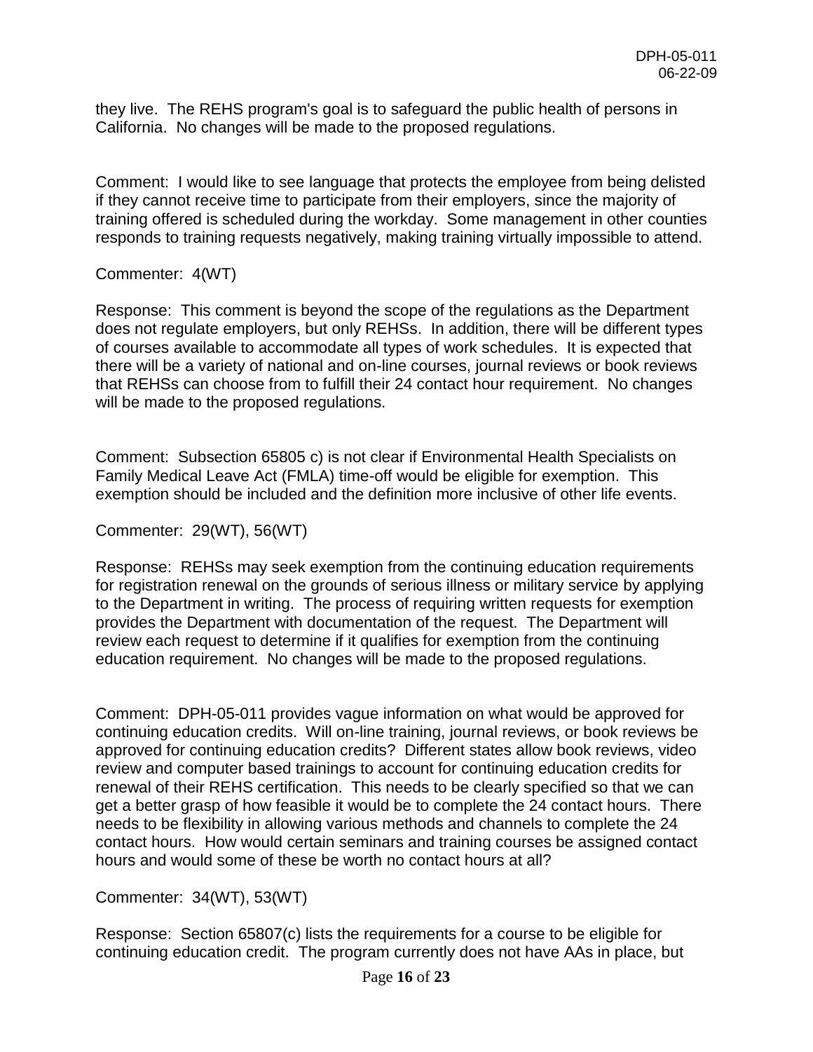they live. The REHS program's goal is to safeguard the public health of persons in California. No changes will be made to the proposed regulations.

Comment: I would like to see language that protects the employee from being delisted if they cannot receive time to participate from their employers, since the majority of training offered is scheduled during the workday. Some management in other counties responds to training requests negatively, making training virtually impossible to attend.

Commenter: 4(WT)

Response: This comment is beyond the scope of the regulations as the Department does not regulate employers, but only REHSs. In addition, there will be different types of courses available to accommodate all types of work schedules. It is expected that there will be a variety of national and on-line courses, journal reviews or book reviews that REHSs can choose from to fulfill their 24 contact hour requirement. No changes will be made to the proposed regulations.

Comment: Subsection 65805 c) is not clear if Environmental Health Specialists on Family Medical Leave Act (FMLA) time-off would be eligible for exemption. This exemption should be included and the definition more inclusive of other life events.

Commenter: 29(WT), 56(WT)

Response: REHSs may seek exemption from the continuing education requirements for registration renewal on the grounds of serious illness or military service by applying to the Department in writing. The process of requiring written requests for exemption provides the Department with documentation of the request. The Department will review each request to determine if it qualifies for exemption from the continuing education requirement. No changes will be made to the proposed regulations.

Comment: DPH-05-011 provides vague information on what would be approved for continuing education credits. Will on-line training, journal reviews, or book reviews be approved for continuing education credits? Different states allow book reviews, video review and computer based trainings to account for continuing education credits for renewal of their REHS certification. This needs to be clearly specified so that we can get a better grasp of how feasible it would be to complete the 24 contact hours. There needs to be flexibility in allowing various methods and channels to complete the 24 contact hours. How would certain seminars and training courses be assigned contact hours and would some of these be worth no contact hours at all?

Commenter: 34(WT), 53(WT)

Response: Section 65807(c) lists the requirements for a course to be eligible for continuing education credit. The program currently does not have AAs in place, but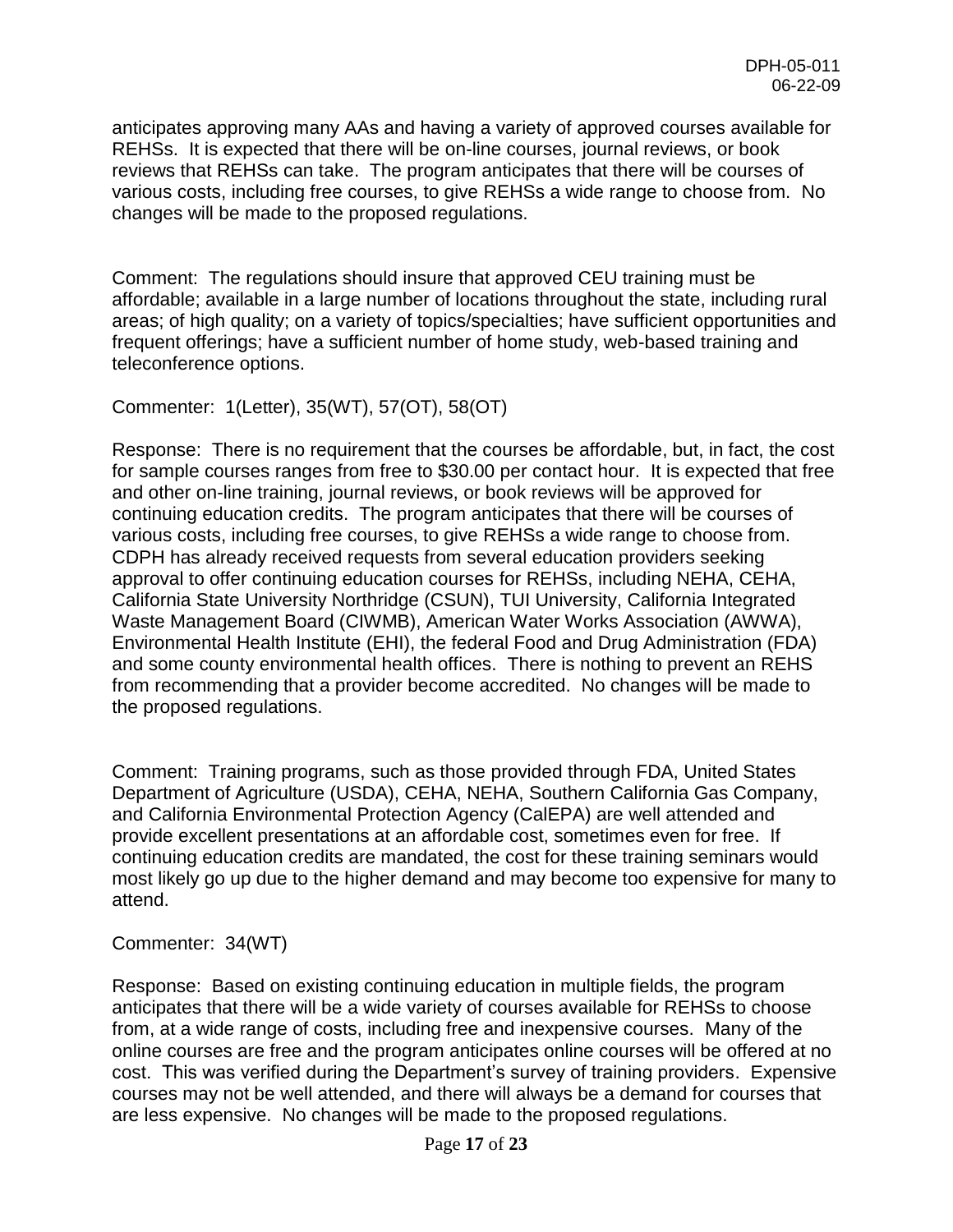anticipates approving many AAs and having a variety of approved courses available for REHSs. It is expected that there will be on-line courses, journal reviews, or book reviews that REHSs can take. The program anticipates that there will be courses of various costs, including free courses, to give REHSs a wide range to choose from. No changes will be made to the proposed regulations.

Comment: The regulations should insure that approved CEU training must be affordable; available in a large number of locations throughout the state, including rural areas; of high quality; on a variety of topics/specialties; have sufficient opportunities and frequent offerings; have a sufficient number of home study, web-based training and teleconference options.

Commenter: 1(Letter), 35(WT), 57(OT), 58(OT)

Response: There is no requirement that the courses be affordable, but, in fact, the cost for sample courses ranges from free to $30.00 per contact hour. It is expected that free and other on-line training, journal reviews, or book reviews will be approved for continuing education credits. The program anticipates that there will be courses of various costs, including free courses, to give REHSs a wide range to choose from. CDPH has already received requests from several education providers seeking approval to offer continuing education courses for REHSs, including NEHA, CEHA, California State University Northridge (CSUN), TUI University, California Integrated Waste Management Board (CIWMB), American Water Works Association (AWWA), Environmental Health Institute (EHI), the federal Food and Drug Administration (FDA) and some county environmental health offices. There is nothing to prevent an REHS from recommending that a provider become accredited. No changes will be made to the proposed regulations.

Comment: Training programs, such as those provided through FDA, United States Department of Agriculture (USDA), CEHA, NEHA, Southern California Gas Company, and California Environmental Protection Agency (CalEPA) are well attended and provide excellent presentations at an affordable cost, sometimes even for free. If continuing education credits are mandated, the cost for these training seminars would most likely go up due to the higher demand and may become too expensive for many to attend.

Commenter: 34(WT)

Response: Based on existing continuing education in multiple fields, the program anticipates that there will be a wide variety of courses available for REHSs to choose from, at a wide range of costs, including free and inexpensive courses. Many of the online courses are free and the program anticipates online courses will be offered at no cost. This was verified during the Department's survey of training providers. Expensive courses may not be well attended, and there will always be a demand for courses that are less expensive. No changes will be made to the proposed regulations.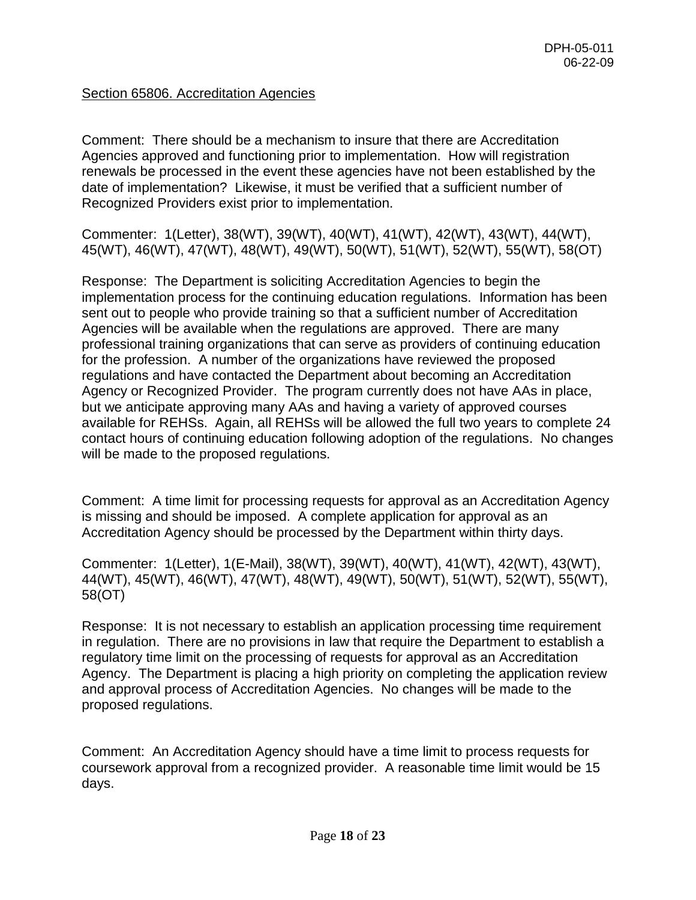Section 65806. Accreditation Agencies

Comment: There should be a mechanism to insure that there are Accreditation Agencies approved and functioning prior to implementation. How will registration renewals be processed in the event these agencies have not been established by the date of implementation? Likewise, it must be verified that a sufficient number of Recognized Providers exist prior to implementation.

Commenter: 1(Letter), 38(WT), 39(WT), 40(WT), 41(WT), 42(WT), 43(WT), 44(WT), 45(WT), 46(WT), 47(WT), 48(WT), 49(WT), 50(WT), 51(WT), 52(WT), 55(WT), 58(OT)

Response: The Department is soliciting Accreditation Agencies to begin the implementation process for the continuing education regulations. Information has been sent out to people who provide training so that a sufficient number of Accreditation Agencies will be available when the regulations are approved. There are many professional training organizations that can serve as providers of continuing education for the profession. A number of the organizations have reviewed the proposed regulations and have contacted the Department about becoming an Accreditation Agency or Recognized Provider. The program currently does not have AAs in place, but we anticipate approving many AAs and having a variety of approved courses available for REHSs. Again, all REHSs will be allowed the full two years to complete 24 contact hours of continuing education following adoption of the regulations. No changes will be made to the proposed regulations.

Comment: A time limit for processing requests for approval as an Accreditation Agency is missing and should be imposed. A complete application for approval as an Accreditation Agency should be processed by the Department within thirty days.

Commenter: 1(Letter), 1(E-Mail), 38(WT), 39(WT), 40(WT), 41(WT), 42(WT), 43(WT), 44(WT), 45(WT), 46(WT), 47(WT), 48(WT), 49(WT), 50(WT), 51(WT), 52(WT), 55(WT), 58(OT)

Response: It is not necessary to establish an application processing time requirement in regulation. There are no provisions in law that require the Department to establish a regulatory time limit on the processing of requests for approval as an Accreditation Agency. The Department is placing a high priority on completing the application review and approval process of Accreditation Agencies. No changes will be made to the proposed regulations.

Comment: An Accreditation Agency should have a time limit to process requests for coursework approval from a recognized provider. A reasonable time limit would be 15 days.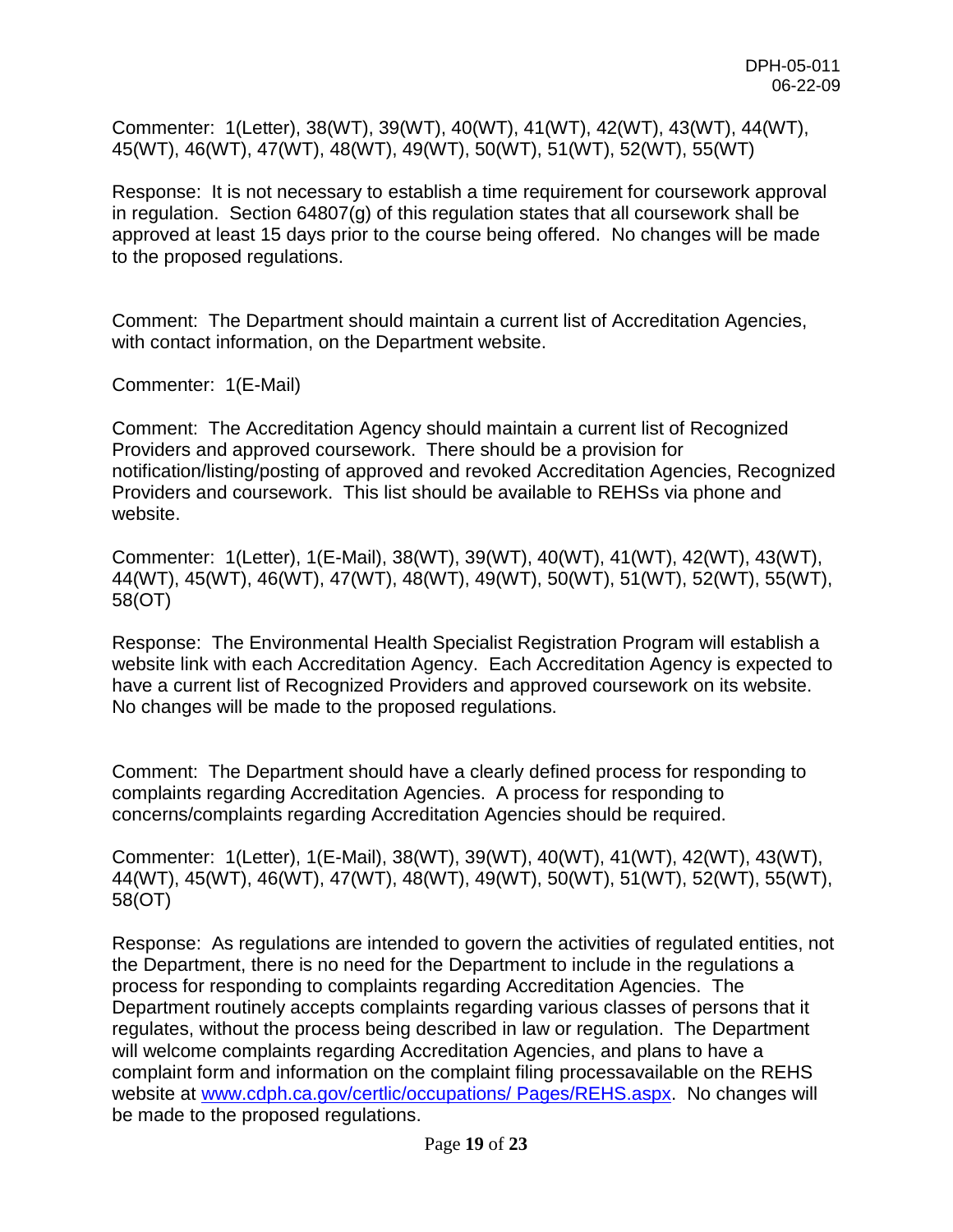Commenter: 1(Letter), 38(WT), 39(WT), 40(WT), 41(WT), 42(WT), 43(WT), 44(WT), 45(WT), 46(WT), 47(WT), 48(WT), 49(WT), 50(WT), 51(WT), 52(WT), 55(WT)

Response: It is not necessary to establish a time requirement for coursework approval in regulation. Section 64807(g) of this regulation states that all coursework shall be approved at least 15 days prior to the course being offered. No changes will be made to the proposed regulations.

Comment: The Department should maintain a current list of Accreditation Agencies, with contact information, on the Department website.

Commenter: 1(E-Mail)

Comment: The Accreditation Agency should maintain a current list of Recognized Providers and approved coursework. There should be a provision for notification/listing/posting of approved and revoked Accreditation Agencies, Recognized Providers and coursework. This list should be available to REHSs via phone and website.

Commenter: 1(Letter), 1(E-Mail), 38(WT), 39(WT), 40(WT), 41(WT), 42(WT), 43(WT), 44(WT), 45(WT), 46(WT), 47(WT), 48(WT), 49(WT), 50(WT), 51(WT), 52(WT), 55(WT), 58(OT)

Response: The Environmental Health Specialist Registration Program will establish a website link with each Accreditation Agency. Each Accreditation Agency is expected to have a current list of Recognized Providers and approved coursework on its website. No changes will be made to the proposed regulations.

Comment: The Department should have a clearly defined process for responding to complaints regarding Accreditation Agencies. A process for responding to concerns/complaints regarding Accreditation Agencies should be required.

Commenter: 1(Letter), 1(E-Mail), 38(WT), 39(WT), 40(WT), 41(WT), 42(WT), 43(WT), 44(WT), 45(WT), 46(WT), 47(WT), 48(WT), 49(WT), 50(WT), 51(WT), 52(WT), 55(WT), 58(OT)

Response: As regulations are intended to govern the activities of regulated entities, not the Department, there is no need for the Department to include in the regulations a process for responding to complaints regarding Accreditation Agencies. The Department routinely accepts complaints regarding various classes of persons that it regulates, without the process being described in law or regulation. The Department will welcome complaints regarding Accreditation Agencies, and plans to have a complaint form and information on the complaint filing processavailable on the REHS website at www.cdph.ca.gov/certlic/occupations/ Pages/REHS.aspx. No changes will be made to the proposed regulations.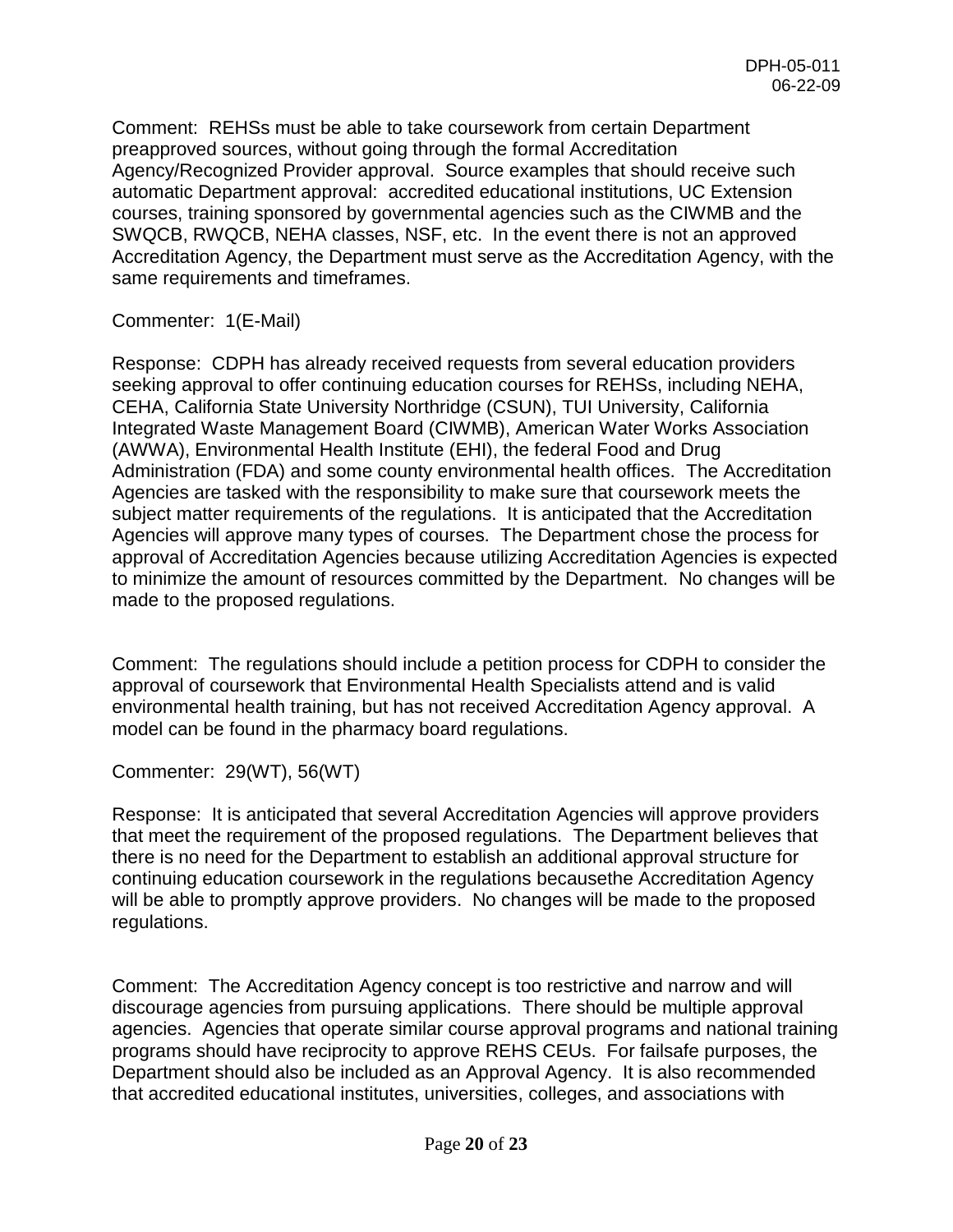Comment: REHSs must be able to take coursework from certain Department preapproved sources, without going through the formal Accreditation Agency/Recognized Provider approval. Source examples that should receive such automatic Department approval: accredited educational institutions, UC Extension courses, training sponsored by governmental agencies such as the CIWMB and the SWQCB, RWQCB, NEHA classes, NSF, etc. In the event there is not an approved Accreditation Agency, the Department must serve as the Accreditation Agency, with the same requirements and timeframes.

Commenter: 1(E-Mail)

Response: CDPH has already received requests from several education providers seeking approval to offer continuing education courses for REHSs, including NEHA, CEHA, California State University Northridge (CSUN), TUI University, California Integrated Waste Management Board (CIWMB), American Water Works Association (AWWA), Environmental Health Institute (EHI), the federal Food and Drug Administration (FDA) and some county environmental health offices. The Accreditation Agencies are tasked with the responsibility to make sure that coursework meets the subject matter requirements of the regulations. It is anticipated that the Accreditation Agencies will approve many types of courses. The Department chose the process for approval of Accreditation Agencies because utilizing Accreditation Agencies is expected to minimize the amount of resources committed by the Department. No changes will be made to the proposed regulations.

Comment: The regulations should include a petition process for CDPH to consider the approval of coursework that Environmental Health Specialists attend and is valid environmental health training, but has not received Accreditation Agency approval. A model can be found in the pharmacy board regulations.

Commenter: 29(WT), 56(WT)

Response: It is anticipated that several Accreditation Agencies will approve providers that meet the requirement of the proposed regulations. The Department believes that there is no need for the Department to establish an additional approval structure for continuing education coursework in the regulations becausethe Accreditation Agency will be able to promptly approve providers. No changes will be made to the proposed regulations.

Comment: The Accreditation Agency concept is too restrictive and narrow and will discourage agencies from pursuing applications. There should be multiple approval agencies. Agencies that operate similar course approval programs and national training programs should have reciprocity to approve REHS CEUs. For failsafe purposes, the Department should also be included as an Approval Agency. It is also recommended that accredited educational institutes, universities, colleges, and associations with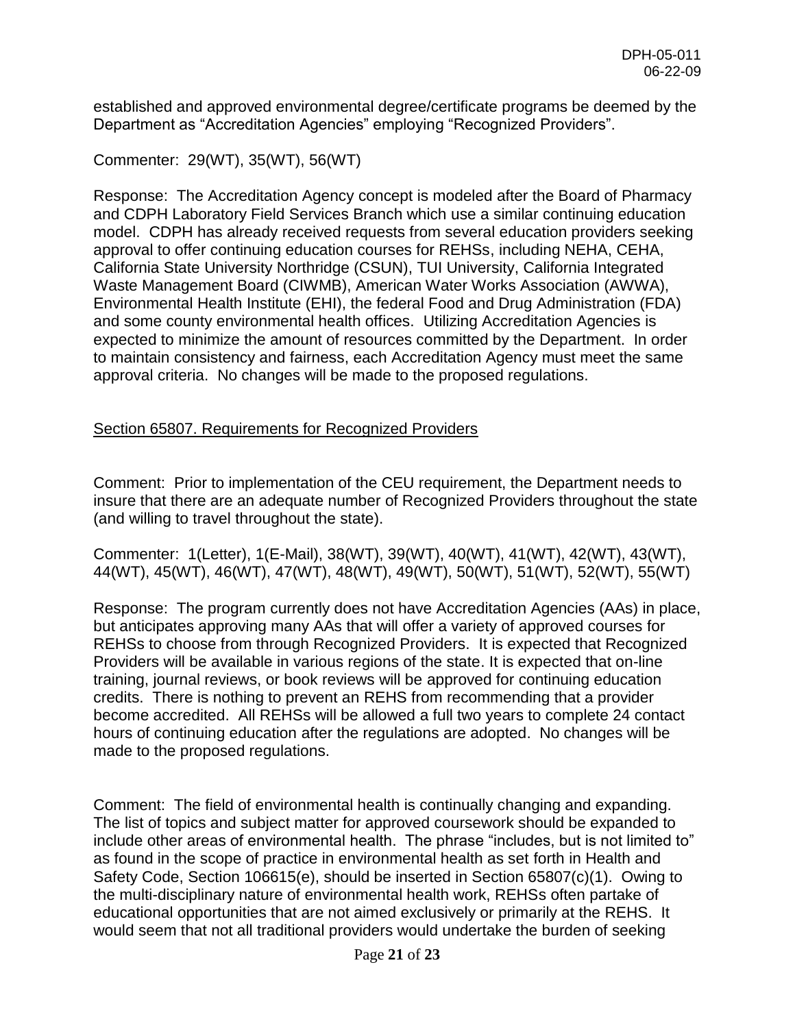established and approved environmental degree/certificate programs be deemed by the Department as "Accreditation Agencies" employing "Recognized Providers".

Commenter: 29(WT), 35(WT), 56(WT)

Response: The Accreditation Agency concept is modeled after the Board of Pharmacy and CDPH Laboratory Field Services Branch which use a similar continuing education model. CDPH has already received requests from several education providers seeking approval to offer continuing education courses for REHSs, including NEHA, CEHA, California State University Northridge (CSUN), TUI University, California Integrated Waste Management Board (CIWMB), American Water Works Association (AWWA), Environmental Health Institute (EHI), the federal Food and Drug Administration (FDA) and some county environmental health offices. Utilizing Accreditation Agencies is expected to minimize the amount of resources committed by the Department. In order to maintain consistency and fairness, each Accreditation Agency must meet the same approval criteria. No changes will be made to the proposed regulations.

<u>Section 65807. Requirements for Recognized Providers</u>

Comment: Prior to implementation of the CEU requirement, the Department needs to insure that there are an adequate number of Recognized Providers throughout the state (and willing to travel throughout the state).

Commenter: 1(Letter), 1(E-Mail), 38(WT), 39(WT), 40(WT), 41(WT), 42(WT), 43(WT), 44(WT), 45(WT), 46(WT), 47(WT), 48(WT), 49(WT), 50(WT), 51(WT), 52(WT), 55(WT)

Response: The program currently does not have Accreditation Agencies (AAs) in place, but anticipates approving many AAs that will offer a variety of approved courses for REHSs to choose from through Recognized Providers. It is expected that Recognized Providers will be available in various regions of the state. It is expected that on-line training, journal reviews, or book reviews will be approved for continuing education credits. There is nothing to prevent an REHS from recommending that a provider become accredited. All REHSs will be allowed a full two years to complete 24 contact hours of continuing education after the regulations are adopted. No changes will be made to the proposed regulations.

Comment: The field of environmental health is continually changing and expanding. The list of topics and subject matter for approved coursework should be expanded to include other areas of environmental health. The phrase "includes, but is not limited to" as found in the scope of practice in environmental health as set forth in Health and Safety Code, Section 106615(e), should be inserted in Section 65807(c)(1). Owing to the multi-disciplinary nature of environmental health work, REHSs often partake of educational opportunities that are not aimed exclusively or primarily at the REHS. It would seem that not all traditional providers would undertake the burden of seeking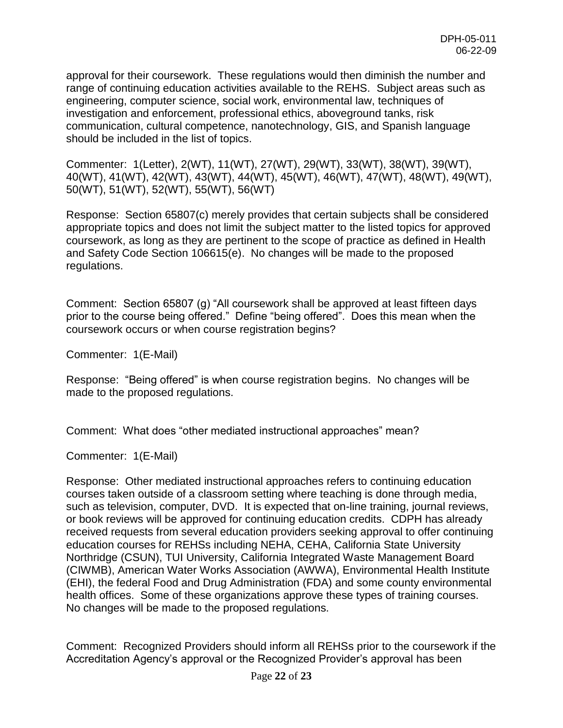approval for their coursework. These regulations would then diminish the number and range of continuing education activities available to the REHS. Subject areas such as engineering, computer science, social work, environmental law, techniques of investigation and enforcement, professional ethics, aboveground tanks, risk communication, cultural competence, nanotechnology, GIS, and Spanish language should be included in the list of topics.

Commenter: 1(Letter), 2(WT), 11(WT), 27(WT), 29(WT), 33(WT), 38(WT), 39(WT), 40(WT), 41(WT), 42(WT), 43(WT), 44(WT), 45(WT), 46(WT), 47(WT), 48(WT), 49(WT), 50(WT), 51(WT), 52(WT), 55(WT), 56(WT)

Response: Section 65807(c) merely provides that certain subjects shall be considered appropriate topics and does not limit the subject matter to the listed topics for approved coursework, as long as they are pertinent to the scope of practice as defined in Health and Safety Code Section 106615(e). No changes will be made to the proposed regulations.

Comment: Section 65807 (g) "All coursework shall be approved at least fifteen days prior to the course being offered." Define "being offered". Does this mean when the coursework occurs or when course registration begins?

Commenter: 1(E-Mail)

Response: "Being offered" is when course registration begins. No changes will be made to the proposed regulations.

Comment: What does "other mediated instructional approaches" mean?

Commenter: 1(E-Mail)

Response: Other mediated instructional approaches refers to continuing education courses taken outside of a classroom setting where teaching is done through media, such as television, computer, DVD. It is expected that on-line training, journal reviews, or book reviews will be approved for continuing education credits. CDPH has already received requests from several education providers seeking approval to offer continuing education courses for REHSs including NEHA, CEHA, California State University Northridge (CSUN), TUI University, California Integrated Waste Management Board (CIWMB), American Water Works Association (AWWA), Environmental Health Institute (EHI), the federal Food and Drug Administration (FDA) and some county environmental health offices. Some of these organizations approve these types of training courses. No changes will be made to the proposed regulations.

Comment: Recognized Providers should inform all REHSs prior to the coursework if the Accreditation Agency's approval or the Recognized Provider's approval has been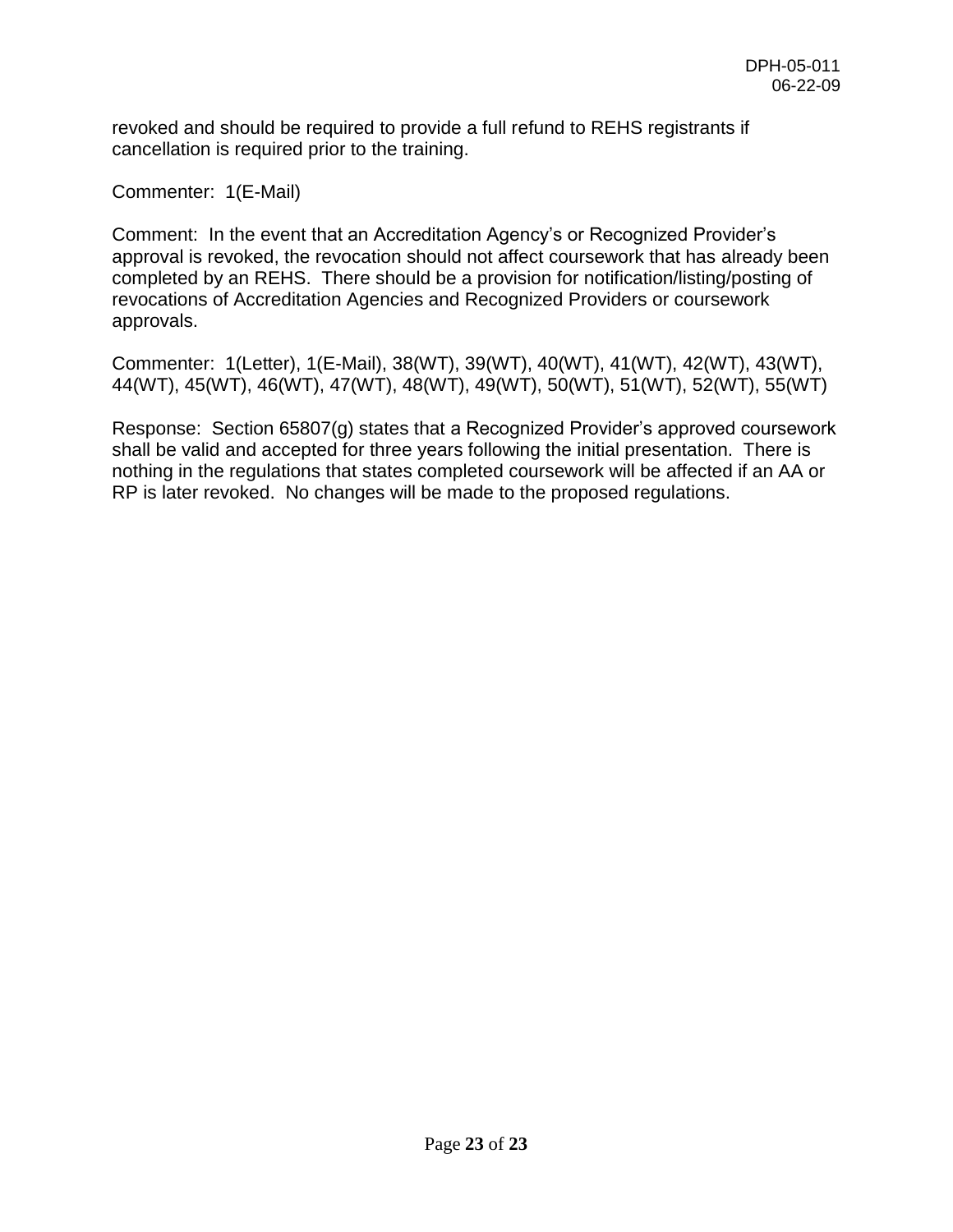revoked and should be required to provide a full refund to REHS registrants if cancellation is required prior to the training.

Commenter: 1(E-Mail)

Comment: In the event that an Accreditation Agency's or Recognized Provider's approval is revoked, the revocation should not affect coursework that has already been completed by an REHS. There should be a provision for notification/listing/posting of revocations of Accreditation Agencies and Recognized Providers or coursework approvals.

Commenter: 1(Letter), 1(E-Mail), 38(WT), 39(WT), 40(WT), 41(WT), 42(WT), 43(WT), 44(WT), 45(WT), 46(WT), 47(WT), 48(WT), 49(WT), 50(WT), 51(WT), 52(WT), 55(WT)

Response: Section 65807(g) states that a Recognized Provider's approved coursework shall be valid and accepted for three years following the initial presentation. There is nothing in the regulations that states completed coursework will be affected if an AA or RP is later revoked. No changes will be made to the proposed regulations.